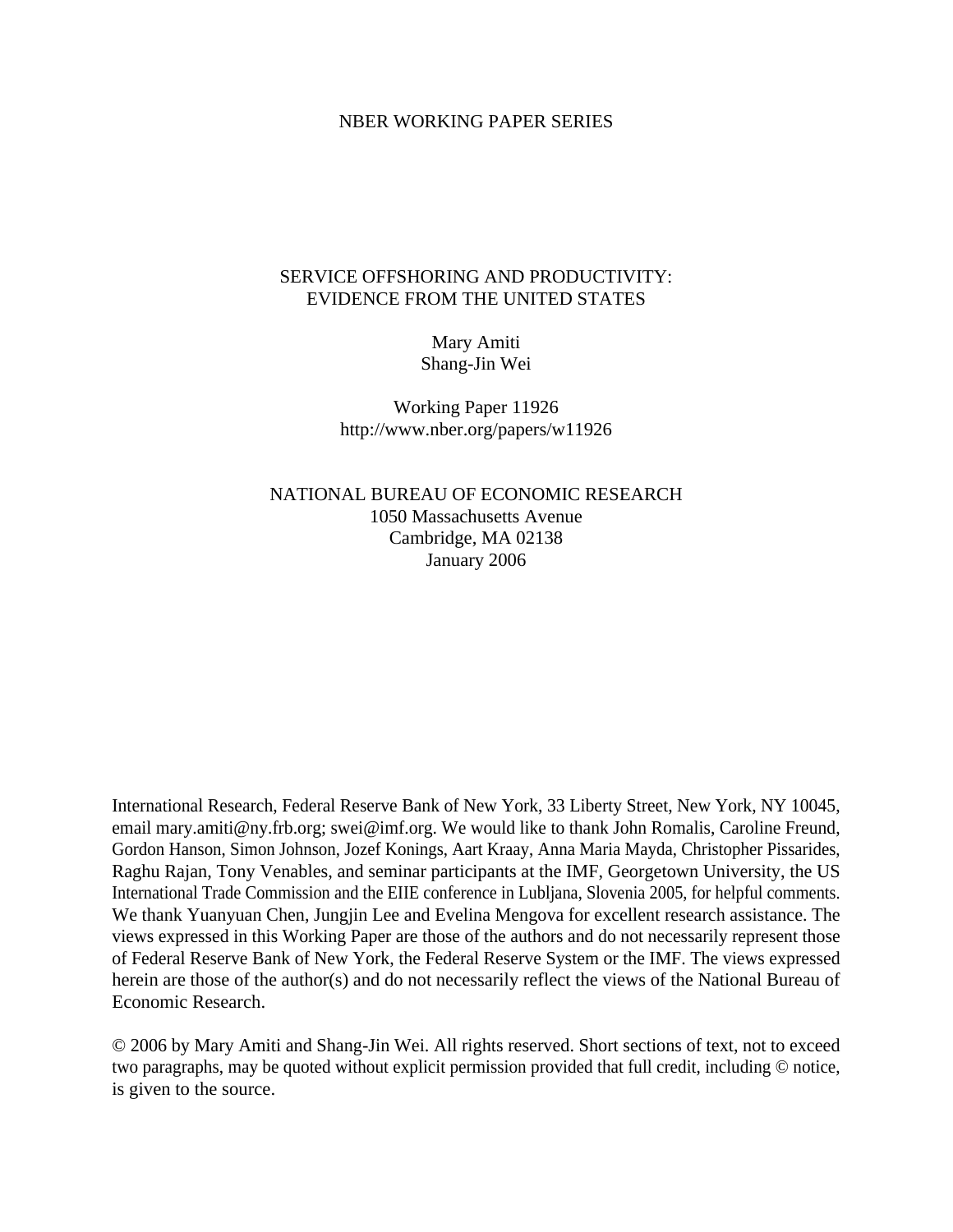NBER WORKING PAPER SERIES

# SERVICE OFFSHORING AND PRODUCTIVITY: EVIDENCE FROM THE UNITED STATES

Mary Amiti
Shang-Jin Wei

Working Paper 11926
http://www.nber.org/papers/w11926

NATIONAL BUREAU OF ECONOMIC RESEARCH
1050 Massachusetts Avenue
Cambridge, MA 02138
January 2006

International Research, Federal Reserve Bank of New York, 33 Liberty Street, New York, NY 10045, email mary.amiti@ny.frb.org; swei@imf.org. We would like to thank John Romalis, Caroline Freund, Gordon Hanson, Simon Johnson, Jozef Konings, Aart Kraay, Anna Maria Mayda, Christopher Pissarides, Raghu Rajan, Tony Venables, and seminar participants at the IMF, Georgetown University, the US International Trade Commission and the EIIE conference in Lubljana, Slovenia 2005, for helpful comments. We thank Yuanyuan Chen, Jungjin Lee and Evelina Mengova for excellent research assistance. The views expressed in this Working Paper are those of the authors and do not necessarily represent those of Federal Reserve Bank of New York, the Federal Reserve System or the IMF. The views expressed herein are those of the author(s) and do not necessarily reflect the views of the National Bureau of Economic Research.

© 2006 by Mary Amiti and Shang-Jin Wei. All rights reserved. Short sections of text, not to exceed two paragraphs, may be quoted without explicit permission provided that full credit, including © notice, is given to the source.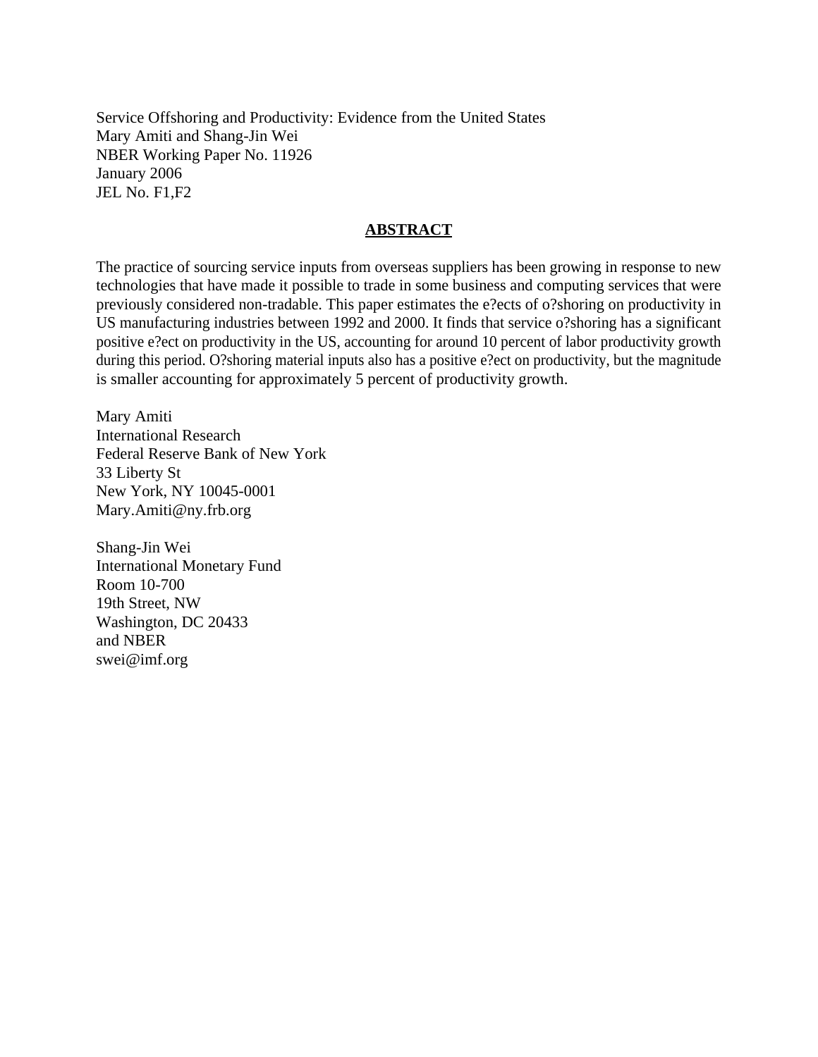Service Offshoring and Productivity: Evidence from the United States
Mary Amiti and Shang-Jin Wei
NBER Working Paper No. 11926
January 2006
JEL No. F1,F2

## ABSTRACT

The practice of sourcing service inputs from overseas suppliers has been growing in response to new technologies that have made it possible to trade in some business and computing services that were previously considered non-tradable. This paper estimates the e?ects of o?shoring on productivity in US manufacturing industries between 1992 and 2000. It finds that service o?shoring has a significant positive e?ect on productivity in the US, accounting for around 10 percent of labor productivity growth during this period. O?shoring material inputs also has a positive e?ect on productivity, but the magnitude is smaller accounting for approximately 5 percent of productivity growth.

Mary Amiti
International Research
Federal Reserve Bank of New York
33 Liberty St
New York, NY 10045-0001
Mary.Amiti@ny.frb.org

Shang-Jin Wei
International Monetary Fund
Room 10-700
19th Street, NW
Washington, DC 20433
and NBER
swei@imf.org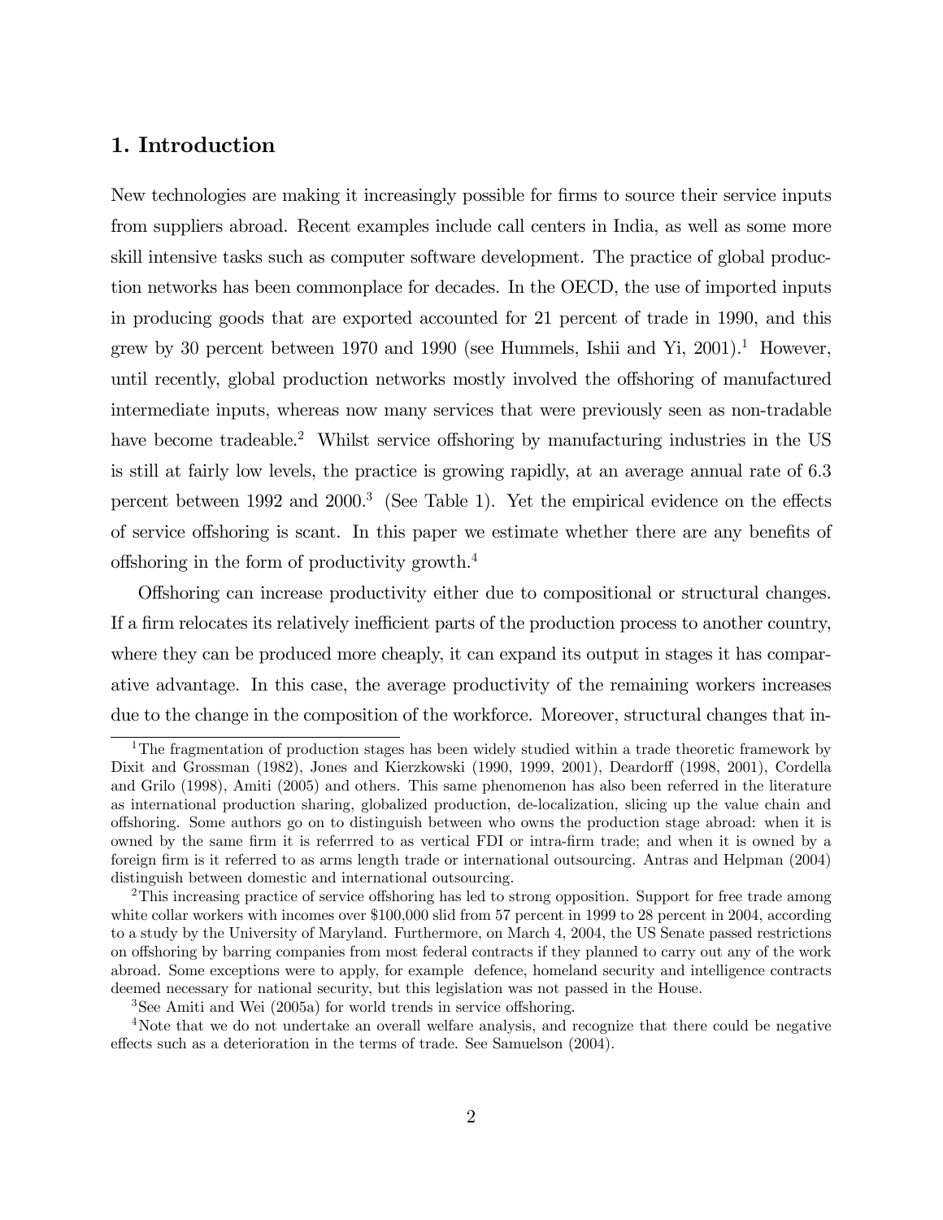## 1. Introduction

New technologies are making it increasingly possible for firms to source their service inputs from suppliers abroad. Recent examples include call centers in India, as well as some more skill intensive tasks such as computer software development. The practice of global production networks has been commonplace for decades. In the OECD, the use of imported inputs in producing goods that are exported accounted for 21 percent of trade in 1990, and this grew by 30 percent between 1970 and 1990 (see Hummels, Ishii and Yi, 2001).[1] However, until recently, global production networks mostly involved the offshoring of manufactured intermediate inputs, whereas now many services that were previously seen as non-tradable have become tradeable.[2] Whilst service offshoring by manufacturing industries in the US is still at fairly low levels, the practice is growing rapidly, at an average annual rate of 6.3 percent between 1992 and 2000.[3] (See Table 1). Yet the empirical evidence on the effects of service offshoring is scant. In this paper we estimate whether there are any benefits of offshoring in the form of productivity growth.[4]

Offshoring can increase productivity either due to compositional or structural changes. If a firm relocates its relatively inefficient parts of the production process to another country, where they can be produced more cheaply, it can expand its output in stages it has comparative advantage. In this case, the average productivity of the remaining workers increases due to the change in the composition of the workforce. Moreover, structural changes that in-

[1] The fragmentation of production stages has been widely studied within a trade theoretic framework by Dixit and Grossman (1982), Jones and Kierzkowski (1990, 1999, 2001), Deardorff (1998, 2001), Cordella and Grilo (1998), Amiti (2005) and others. This same phenomenon has also been referred in the literature as international production sharing, globalized production, de-localization, slicing up the value chain and offshoring. Some authors go on to distinguish between who owns the production stage abroad: when it is owned by the same firm it is referrred to as vertical FDI or intra-firm trade; and when it is owned by a foreign firm is it referred to as arms length trade or international outsourcing. Antras and Helpman (2004) distinguish between domestic and international outsourcing.

[2] This increasing practice of service offshoring has led to strong opposition. Support for free trade among white collar workers with incomes over $100,000 slid from 57 percent in 1999 to 28 percent in 2004, according to a study by the University of Maryland. Furthermore, on March 4, 2004, the US Senate passed restrictions on offshoring by barring companies from most federal contracts if they planned to carry out any of the work abroad. Some exceptions were to apply, for example defence, homeland security and intelligence contracts deemed necessary for national security, but this legislation was not passed in the House.

[3] See Amiti and Wei (2005a) for world trends in service offshoring.

[4] Note that we do not undertake an overall welfare analysis, and recognize that there could be negative effects such as a deterioration in the terms of trade. See Samuelson (2004).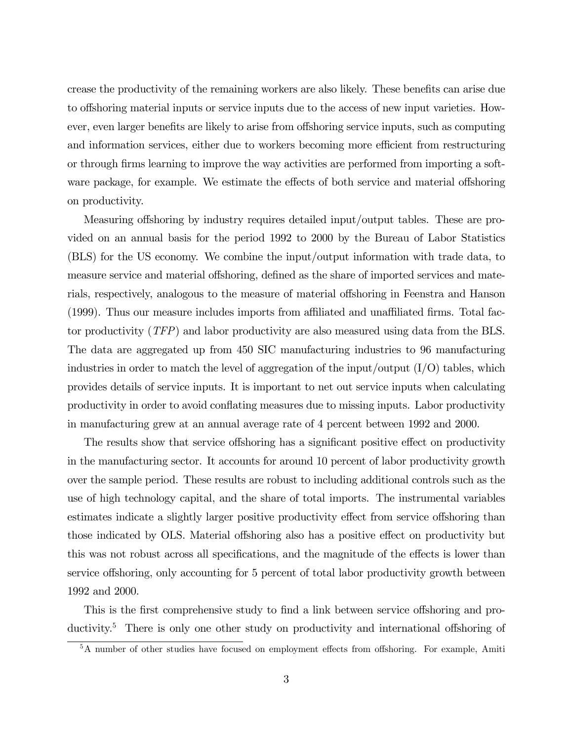crease the productivity of the remaining workers are also likely. These benefits can arise due to offshoring material inputs or service inputs due to the access of new input varieties. However, even larger benefits are likely to arise from offshoring service inputs, such as computing and information services, either due to workers becoming more efficient from restructuring or through firms learning to improve the way activities are performed from importing a software package, for example. We estimate the effects of both service and material offshoring on productivity.

Measuring offshoring by industry requires detailed input/output tables. These are provided on an annual basis for the period 1992 to 2000 by the Bureau of Labor Statistics (BLS) for the US economy. We combine the input/output information with trade data, to measure service and material offshoring, defined as the share of imported services and materials, respectively, analogous to the measure of material offshoring in Feenstra and Hanson (1999). Thus our measure includes imports from affiliated and unaffiliated firms. Total factor productivity (*TFP*) and labor productivity are also measured using data from the BLS. The data are aggregated up from 450 SIC manufacturing industries to 96 manufacturing industries in order to match the level of aggregation of the input/output (I/O) tables, which provides details of service inputs. It is important to net out service inputs when calculating productivity in order to avoid conflating measures due to missing inputs. Labor productivity in manufacturing grew at an annual average rate of 4 percent between 1992 and 2000.

The results show that service offshoring has a significant positive effect on productivity in the manufacturing sector. It accounts for around 10 percent of labor productivity growth over the sample period. These results are robust to including additional controls such as the use of high technology capital, and the share of total imports. The instrumental variables estimates indicate a slightly larger positive productivity effect from service offshoring than those indicated by OLS. Material offshoring also has a positive effect on productivity but this was not robust across all specifications, and the magnitude of the effects is lower than service offshoring, only accounting for 5 percent of total labor productivity growth between 1992 and 2000.

This is the first comprehensive study to find a link between service offshoring and productivity.[5] There is only one other study on productivity and international offshoring of

[5] A number of other studies have focused on employment effects from offshoring. For example, Amiti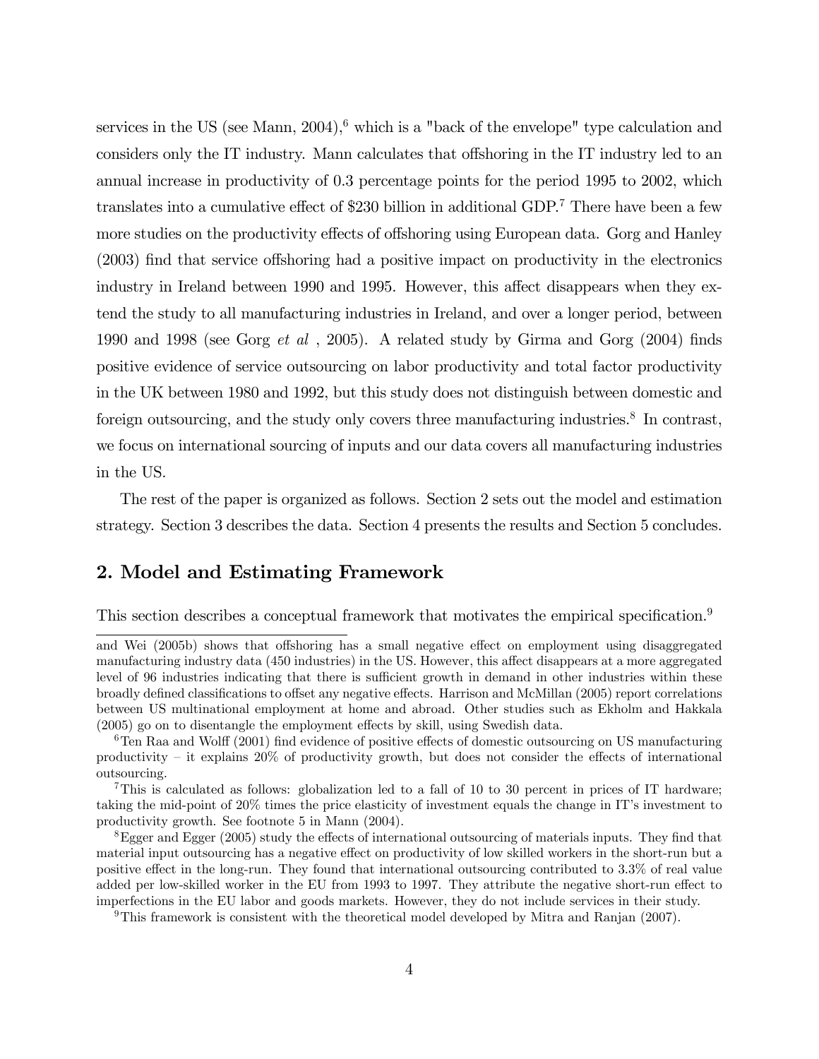services in the US (see Mann, 2004),[6] which is a "back of the envelope" type calculation and considers only the IT industry. Mann calculates that offshoring in the IT industry led to an annual increase in productivity of 0.3 percentage points for the period 1995 to 2002, which translates into a cumulative effect of $230 billion in additional GDP.[7] There have been a few more studies on the productivity effects of offshoring using European data. Gorg and Hanley (2003) find that service offshoring had a positive impact on productivity in the electronics industry in Ireland between 1990 and 1995. However, this affect disappears when they extend the study to all manufacturing industries in Ireland, and over a longer period, between 1990 and 1998 (see Gorg *et al* , 2005). A related study by Girma and Gorg (2004) finds positive evidence of service outsourcing on labor productivity and total factor productivity in the UK between 1980 and 1992, but this study does not distinguish between domestic and foreign outsourcing, and the study only covers three manufacturing industries.[8] In contrast, we focus on international sourcing of inputs and our data covers all manufacturing industries in the US.

The rest of the paper is organized as follows. Section 2 sets out the model and estimation strategy. Section 3 describes the data. Section 4 presents the results and Section 5 concludes.

## 2. Model and Estimating Framework

This section describes a conceptual framework that motivates the empirical specification.[9]

---

and Wei (2005b) shows that offshoring has a small negative effect on employment using disaggregated manufacturing industry data (450 industries) in the US. However, this affect disappears at a more aggregated level of 96 industries indicating that there is sufficient growth in demand in other industries within these broadly defined classifications to offset any negative effects. Harrison and McMillan (2005) report correlations between US multinational employment at home and abroad. Other studies such as Ekholm and Hakkala (2005) go on to disentangle the employment effects by skill, using Swedish data.

[6] Ten Raa and Wolff (2001) find evidence of positive effects of domestic outsourcing on US manufacturing productivity – it explains 20% of productivity growth, but does not consider the effects of international outsourcing.

[7] This is calculated as follows: globalization led to a fall of 10 to 30 percent in prices of IT hardware; taking the mid-point of 20% times the price elasticity of investment equals the change in IT's investment to productivity growth. See footnote 5 in Mann (2004).

[8] Egger and Egger (2005) study the effects of international outsourcing of materials inputs. They find that material input outsourcing has a negative effect on productivity of low skilled workers in the short-run but a positive effect in the long-run. They found that international outsourcing contributed to 3.3% of real value added per low-skilled worker in the EU from 1993 to 1997. They attribute the negative short-run effect to imperfections in the EU labor and goods markets. However, they do not include services in their study.

[9] This framework is consistent with the theoretical model developed by Mitra and Ranjan (2007).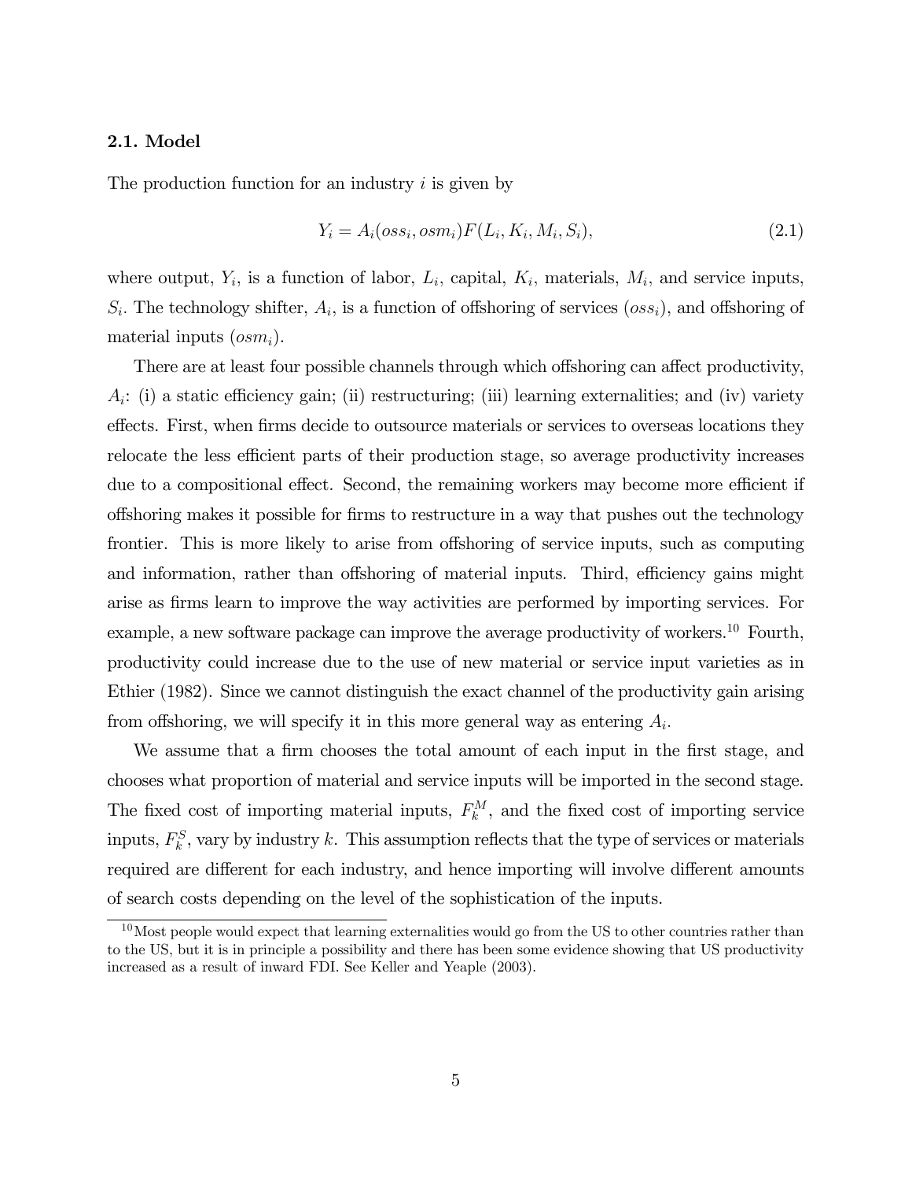### 2.1. Model

The production function for an industry $i$ is given by

$$Y_i = A_i(oss_i, osm_i)F(L_i, K_i, M_i, S_i), \tag{2.1}$$

where output, $Y_i$, is a function of labor, $L_i$, capital, $K_i$, materials, $M_i$, and service inputs, $S_i$. The technology shifter, $A_i$, is a function of offshoring of services ($oss_i$), and offshoring of material inputs ($osm_i$).

There are at least four possible channels through which offshoring can affect productivity, $A_i$: (i) a static efficiency gain; (ii) restructuring; (iii) learning externalities; and (iv) variety effects. First, when firms decide to outsource materials or services to overseas locations they relocate the less efficient parts of their production stage, so average productivity increases due to a compositional effect. Second, the remaining workers may become more efficient if offshoring makes it possible for firms to restructure in a way that pushes out the technology frontier. This is more likely to arise from offshoring of service inputs, such as computing and information, rather than offshoring of material inputs. Third, efficiency gains might arise as firms learn to improve the way activities are performed by importing services. For example, a new software package can improve the average productivity of workers.[10] Fourth, productivity could increase due to the use of new material or service input varieties as in Ethier (1982). Since we cannot distinguish the exact channel of the productivity gain arising from offshoring, we will specify it in this more general way as entering $A_i$.

We assume that a firm chooses the total amount of each input in the first stage, and chooses what proportion of material and service inputs will be imported in the second stage. The fixed cost of importing material inputs, $F_k^M$, and the fixed cost of importing service inputs, $F_k^S$, vary by industry $k$. This assumption reflects that the type of services or materials required are different for each industry, and hence importing will involve different amounts of search costs depending on the level of the sophistication of the inputs.

[10] Most people would expect that learning externalities would go from the US to other countries rather than to the US, but it is in principle a possibility and there has been some evidence showing that US productivity increased as a result of inward FDI. See Keller and Yeaple (2003).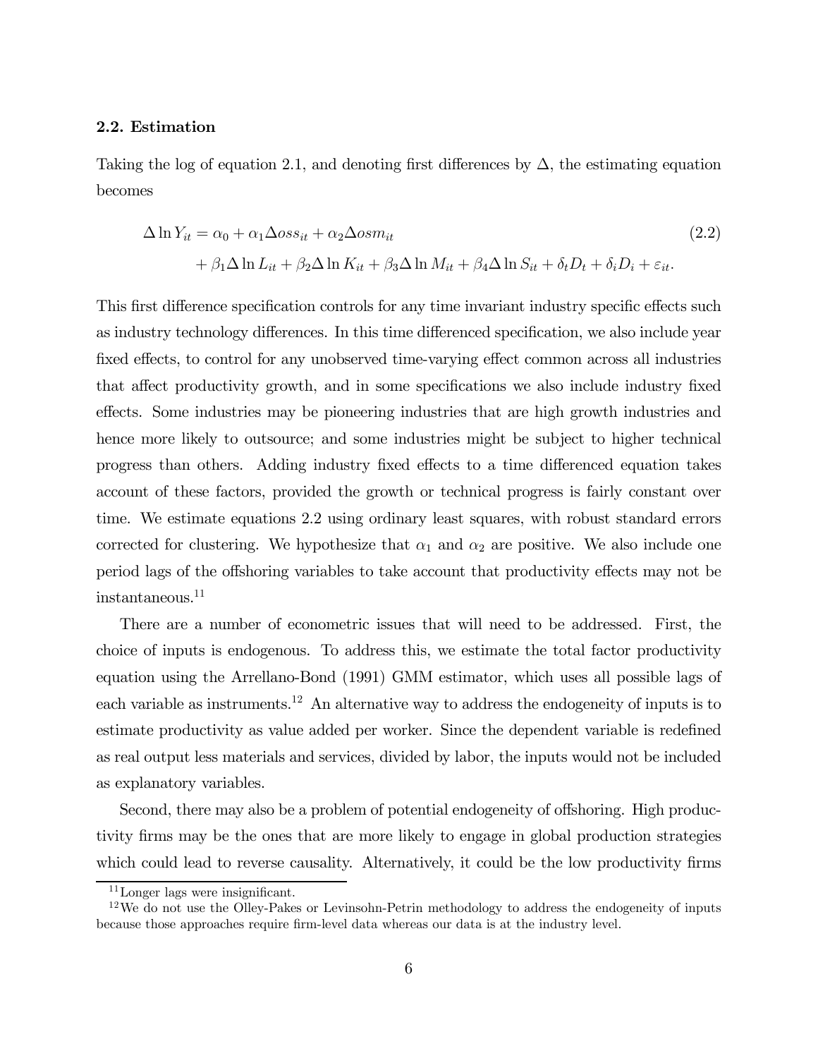### 2.2. Estimation

Taking the log of equation 2.1, and denoting first differences by $\Delta$, the estimating equation becomes

$$\Delta \ln Y_{it} = \alpha_0 + \alpha_1 \Delta oss_{it} + \alpha_2 \Delta osm_{it} + \beta_1 \Delta \ln L_{it} + \beta_2 \Delta \ln K_{it} + \beta_3 \Delta \ln M_{it} + \beta_4 \Delta \ln S_{it} + \delta_t D_t + \delta_i D_i + \varepsilon_{it}. \tag{2.2}$$

This first difference specification controls for any time invariant industry specific effects such as industry technology differences. In this time differenced specification, we also include year fixed effects, to control for any unobserved time-varying effect common across all industries that affect productivity growth, and in some specifications we also include industry fixed effects. Some industries may be pioneering industries that are high growth industries and hence more likely to outsource; and some industries might be subject to higher technical progress than others. Adding industry fixed effects to a time differenced equation takes account of these factors, provided the growth or technical progress is fairly constant over time. We estimate equations 2.2 using ordinary least squares, with robust standard errors corrected for clustering. We hypothesize that $\alpha_1$ and $\alpha_2$ are positive. We also include one period lags of the offshoring variables to take account that productivity effects may not be instantaneous.[11]

There are a number of econometric issues that will need to be addressed. First, the choice of inputs is endogenous. To address this, we estimate the total factor productivity equation using the Arrellano-Bond (1991) GMM estimator, which uses all possible lags of each variable as instruments.[12] An alternative way to address the endogeneity of inputs is to estimate productivity as value added per worker. Since the dependent variable is redefined as real output less materials and services, divided by labor, the inputs would not be included as explanatory variables.

Second, there may also be a problem of potential endogeneity of offshoring. High productivity firms may be the ones that are more likely to engage in global production strategies which could lead to reverse causality. Alternatively, it could be the low productivity firms

[11] Longer lags were insignificant.

[12] We do not use the Olley-Pakes or Levinsohn-Petrin methodology to address the endogeneity of inputs because those approaches require firm-level data whereas our data is at the industry level.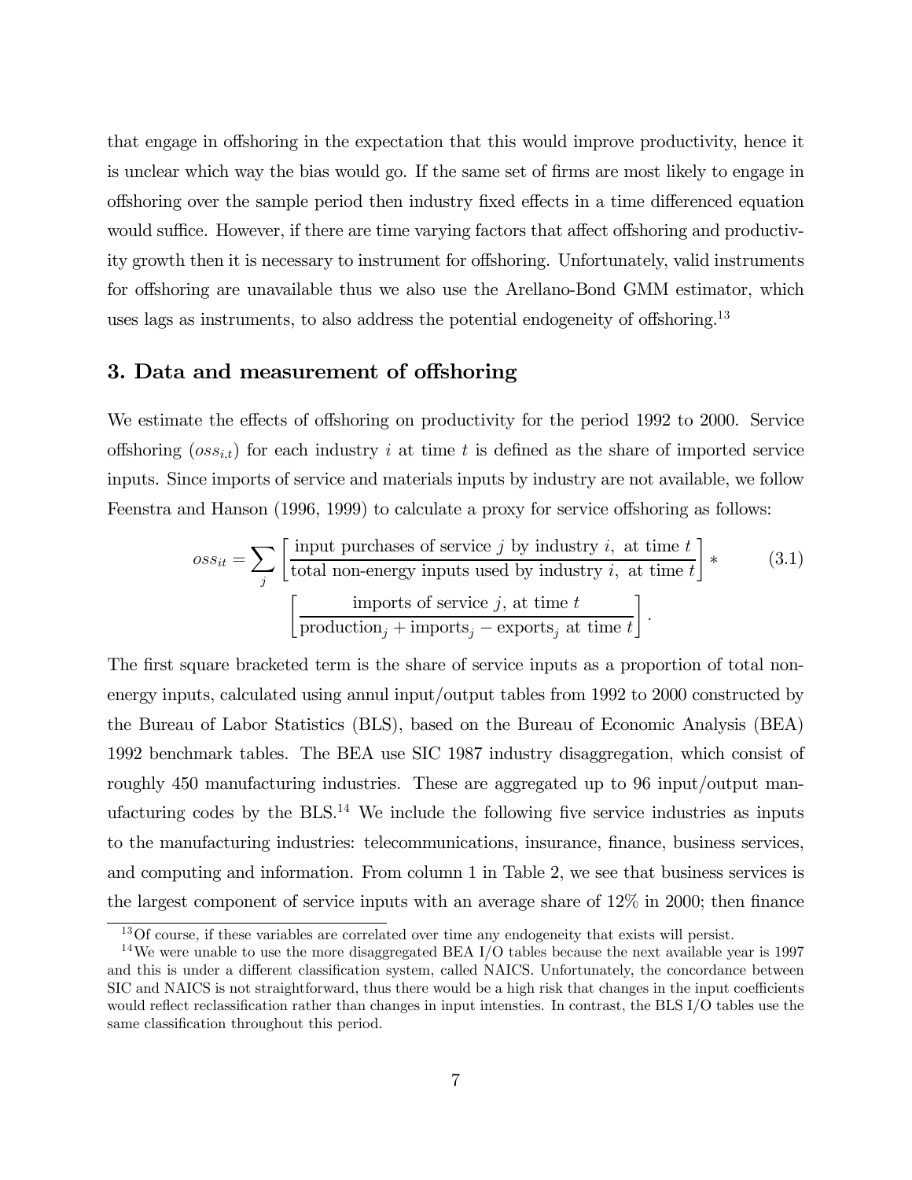that engage in offshoring in the expectation that this would improve productivity, hence it is unclear which way the bias would go. If the same set of firms are most likely to engage in offshoring over the sample period then industry fixed effects in a time differenced equation would suffice. However, if there are time varying factors that affect offshoring and productivity growth then it is necessary to instrument for offshoring. Unfortunately, valid instruments for offshoring are unavailable thus we also use the Arellano-Bond GMM estimator, which uses lags as instruments, to also address the potential endogeneity of offshoring.[13]

## 3. Data and measurement of offshoring

We estimate the effects of offshoring on productivity for the period 1992 to 2000. Service offshoring ($oss_{i,t}$) for each industry $i$ at time $t$ is defined as the share of imported service inputs. Since imports of service and materials inputs by industry are not available, we follow Feenstra and Hanson (1996, 1999) to calculate a proxy for service offshoring as follows:

$$oss_{it} = \sum_j \left[ \frac{\text{input purchases of service } j \text{ by industry } i, \text{ at time } t}{\text{total non-energy inputs used by industry } i, \text{ at time } t} \right] * \left[ \frac{\text{imports of service } j, \text{ at time } t}{\text{production}_j + \text{imports}_j - \text{exports}_j \text{ at time } t} \right]. \tag{3.1}$$

The first square bracketed term is the share of service inputs as a proportion of total non-energy inputs, calculated using annul input/output tables from 1992 to 2000 constructed by the Bureau of Labor Statistics (BLS), based on the Bureau of Economic Analysis (BEA) 1992 benchmark tables. The BEA use SIC 1987 industry disaggregation, which consist of roughly 450 manufacturing industries. These are aggregated up to 96 input/output manufacturing codes by the BLS.[14] We include the following five service industries as inputs to the manufacturing industries: telecommunications, insurance, finance, business services, and computing and information. From column 1 in Table 2, we see that business services is the largest component of service inputs with an average share of 12% in 2000; then finance

[13] Of course, if these variables are correlated over time any endogeneity that exists will persist.

[14] We were unable to use the more disaggregated BEA I/O tables because the next available year is 1997 and this is under a different classification system, called NAICS. Unfortunately, the concordance between SIC and NAICS is not straightforward, thus there would be a high risk that changes in the input coefficients would reflect reclassification rather than changes in input intensities. In contrast, the BLS I/O tables use the same classification throughout this period.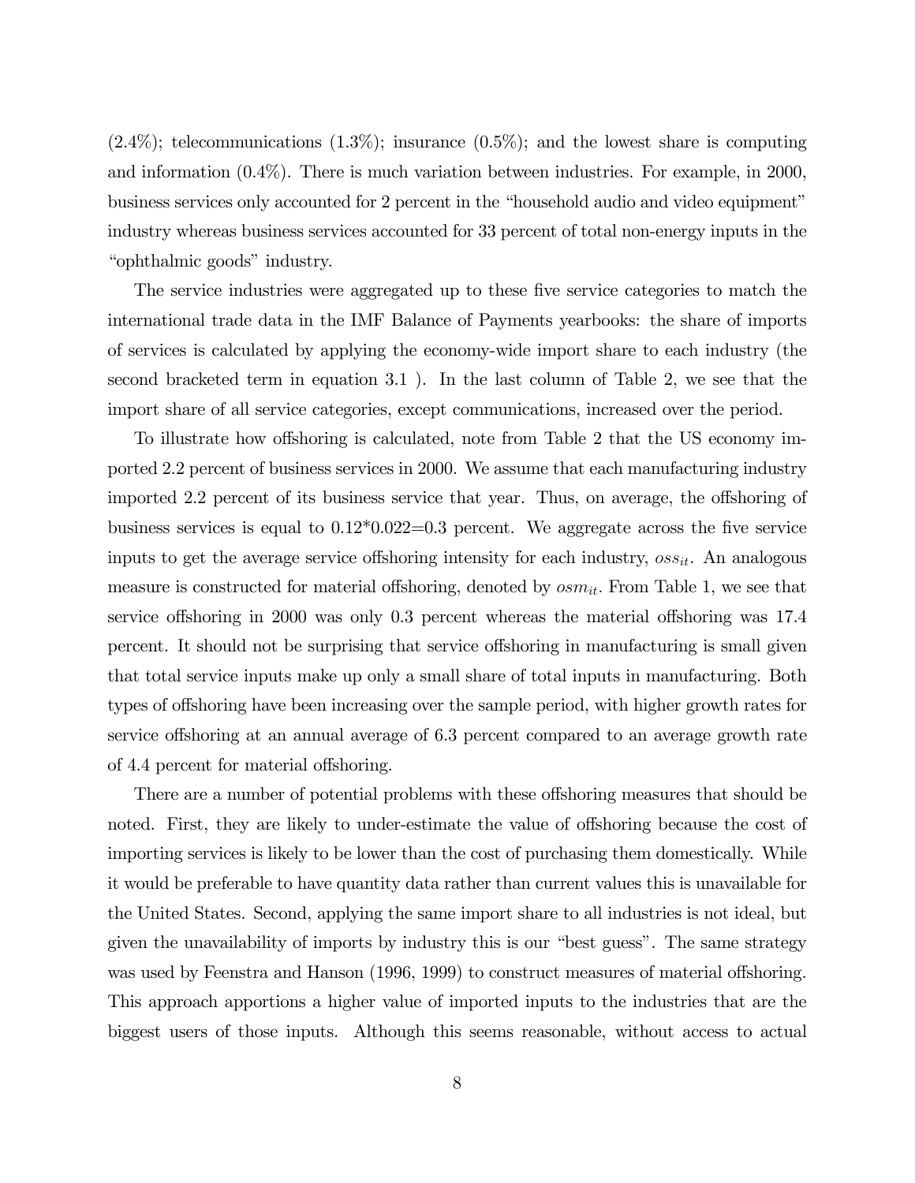(2.4%); telecommunications (1.3%); insurance (0.5%); and the lowest share is computing and information (0.4%). There is much variation between industries. For example, in 2000, business services only accounted for 2 percent in the "household audio and video equipment" industry whereas business services accounted for 33 percent of total non-energy inputs in the "ophthalmic goods" industry.

The service industries were aggregated up to these five service categories to match the international trade data in the IMF Balance of Payments yearbooks: the share of imports of services is calculated by applying the economy-wide import share to each industry (the second bracketed term in equation 3.1 ). In the last column of Table 2, we see that the import share of all service categories, except communications, increased over the period.

To illustrate how offshoring is calculated, note from Table 2 that the US economy imported 2.2 percent of business services in 2000. We assume that each manufacturing industry imported 2.2 percent of its business service that year. Thus, on average, the offshoring of business services is equal to 0.12*0.022=0.3 percent. We aggregate across the five service inputs to get the average service offshoring intensity for each industry, $oss_{it}$. An analogous measure is constructed for material offshoring, denoted by $osm_{it}$. From Table 1, we see that service offshoring in 2000 was only 0.3 percent whereas the material offshoring was 17.4 percent. It should not be surprising that service offshoring in manufacturing is small given that total service inputs make up only a small share of total inputs in manufacturing. Both types of offshoring have been increasing over the sample period, with higher growth rates for service offshoring at an annual average of 6.3 percent compared to an average growth rate of 4.4 percent for material offshoring.

There are a number of potential problems with these offshoring measures that should be noted. First, they are likely to under-estimate the value of offshoring because the cost of importing services is likely to be lower than the cost of purchasing them domestically. While it would be preferable to have quantity data rather than current values this is unavailable for the United States. Second, applying the same import share to all industries is not ideal, but given the unavailability of imports by industry this is our "best guess". The same strategy was used by Feenstra and Hanson (1996, 1999) to construct measures of material offshoring. This approach apportions a higher value of imported inputs to the industries that are the biggest users of those inputs. Although this seems reasonable, without access to actual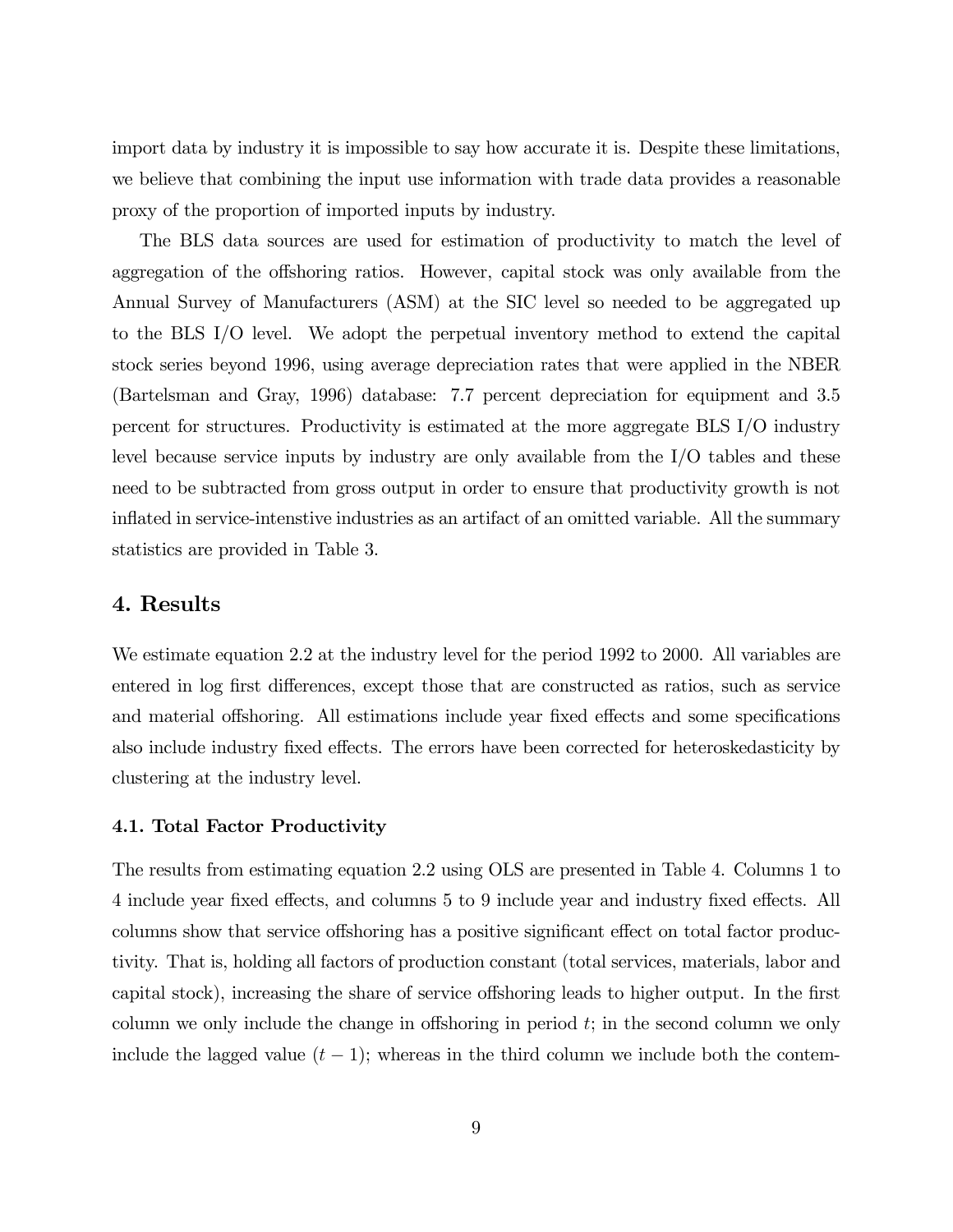import data by industry it is impossible to say how accurate it is. Despite these limitations, we believe that combining the input use information with trade data provides a reasonable proxy of the proportion of imported inputs by industry.

The BLS data sources are used for estimation of productivity to match the level of aggregation of the offshoring ratios. However, capital stock was only available from the Annual Survey of Manufacturers (ASM) at the SIC level so needed to be aggregated up to the BLS I/O level. We adopt the perpetual inventory method to extend the capital stock series beyond 1996, using average depreciation rates that were applied in the NBER (Bartelsman and Gray, 1996) database: 7.7 percent depreciation for equipment and 3.5 percent for structures. Productivity is estimated at the more aggregate BLS I/O industry level because service inputs by industry are only available from the I/O tables and these need to be subtracted from gross output in order to ensure that productivity growth is not inflated in service-intensive industries as an artifact of an omitted variable. All the summary statistics are provided in Table 3.

## 4. Results

We estimate equation 2.2 at the industry level for the period 1992 to 2000. All variables are entered in log first differences, except those that are constructed as ratios, such as service and material offshoring. All estimations include year fixed effects and some specifications also include industry fixed effects. The errors have been corrected for heteroskedasticity by clustering at the industry level.

### 4.1. Total Factor Productivity

The results from estimating equation 2.2 using OLS are presented in Table 4. Columns 1 to 4 include year fixed effects, and columns 5 to 9 include year and industry fixed effects. All columns show that service offshoring has a positive significant effect on total factor productivity. That is, holding all factors of production constant (total services, materials, labor and capital stock), increasing the share of service offshoring leads to higher output. In the first column we only include the change in offshoring in period $t$; in the second column we only include the lagged value $(t-1)$; whereas in the third column we include both the contem-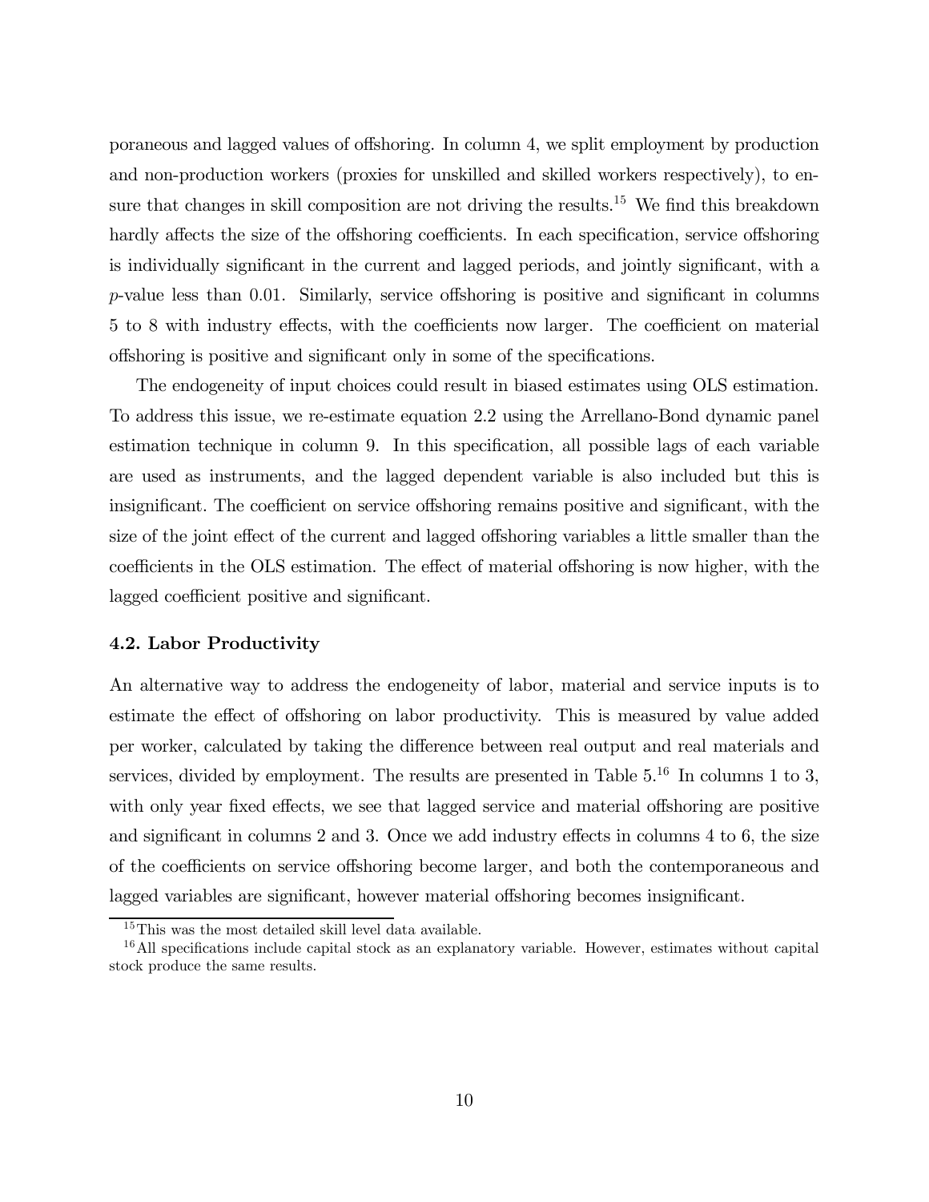poraneous and lagged values of offshoring. In column 4, we split employment by production and non-production workers (proxies for unskilled and skilled workers respectively), to ensure that changes in skill composition are not driving the results.[15] We find this breakdown hardly affects the size of the offshoring coefficients. In each specification, service offshoring is individually significant in the current and lagged periods, and jointly significant, with a $p$-value less than 0.01. Similarly, service offshoring is positive and significant in columns 5 to 8 with industry effects, with the coefficients now larger. The coefficient on material offshoring is positive and significant only in some of the specifications.

The endogeneity of input choices could result in biased estimates using OLS estimation. To address this issue, we re-estimate equation 2.2 using the Arrellano-Bond dynamic panel estimation technique in column 9. In this specification, all possible lags of each variable are used as instruments, and the lagged dependent variable is also included but this is insignificant. The coefficient on service offshoring remains positive and significant, with the size of the joint effect of the current and lagged offshoring variables a little smaller than the coefficients in the OLS estimation. The effect of material offshoring is now higher, with the lagged coefficient positive and significant.

### 4.2. Labor Productivity

An alternative way to address the endogeneity of labor, material and service inputs is to estimate the effect of offshoring on labor productivity. This is measured by value added per worker, calculated by taking the difference between real output and real materials and services, divided by employment. The results are presented in Table 5.[16] In columns 1 to 3, with only year fixed effects, we see that lagged service and material offshoring are positive and significant in columns 2 and 3. Once we add industry effects in columns 4 to 6, the size of the coefficients on service offshoring become larger, and both the contemporaneous and lagged variables are significant, however material offshoring becomes insignificant.

[15] This was the most detailed skill level data available.

[16] All specifications include capital stock as an explanatory variable. However, estimates without capital stock produce the same results.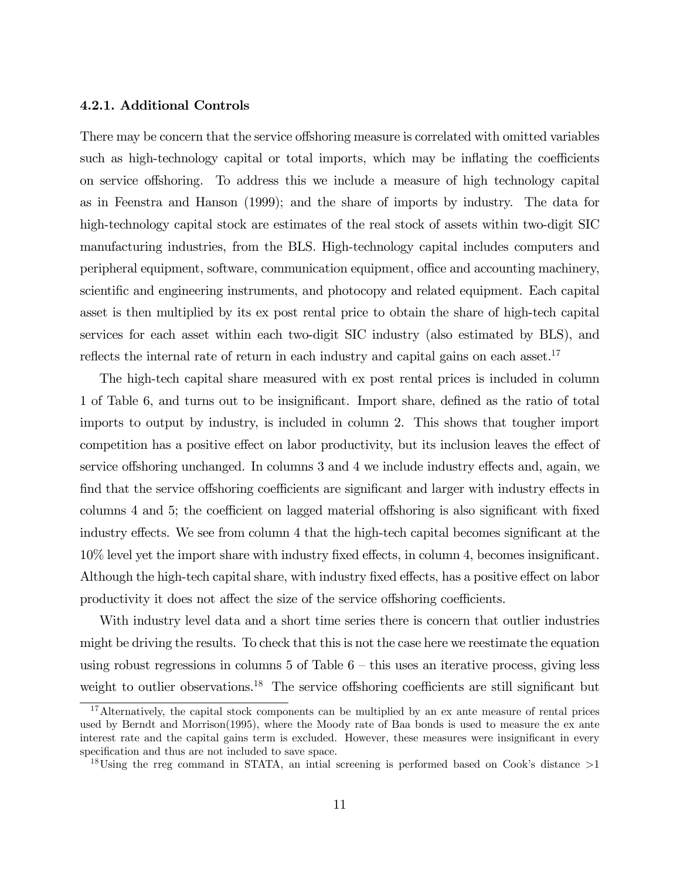#### 4.2.1. Additional Controls

There may be concern that the service offshoring measure is correlated with omitted variables such as high-technology capital or total imports, which may be inflating the coefficients on service offshoring. To address this we include a measure of high technology capital as in Feenstra and Hanson (1999); and the share of imports by industry. The data for high-technology capital stock are estimates of the real stock of assets within two-digit SIC manufacturing industries, from the BLS. High-technology capital includes computers and peripheral equipment, software, communication equipment, office and accounting machinery, scientific and engineering instruments, and photocopy and related equipment. Each capital asset is then multiplied by its ex post rental price to obtain the share of high-tech capital services for each asset within each two-digit SIC industry (also estimated by BLS), and reflects the internal rate of return in each industry and capital gains on each asset.[17]

The high-tech capital share measured with ex post rental prices is included in column 1 of Table 6, and turns out to be insignificant. Import share, defined as the ratio of total imports to output by industry, is included in column 2. This shows that tougher import competition has a positive effect on labor productivity, but its inclusion leaves the effect of service offshoring unchanged. In columns 3 and 4 we include industry effects and, again, we find that the service offshoring coefficients are significant and larger with industry effects in columns 4 and 5; the coefficient on lagged material offshoring is also significant with fixed industry effects. We see from column 4 that the high-tech capital becomes significant at the 10% level yet the import share with industry fixed effects, in column 4, becomes insignificant. Although the high-tech capital share, with industry fixed effects, has a positive effect on labor productivity it does not affect the size of the service offshoring coefficients.

With industry level data and a short time series there is concern that outlier industries might be driving the results. To check that this is not the case here we reestimate the equation using robust regressions in columns 5 of Table 6 – this uses an iterative process, giving less weight to outlier observations.[18] The service offshoring coefficients are still significant but

[17] Alternatively, the capital stock components can be multiplied by an ex ante measure of rental prices used by Berndt and Morrison(1995), where the Moody rate of Baa bonds is used to measure the ex ante interest rate and the capital gains term is excluded. However, these measures were insignificant in every specification and thus are not included to save space.

[18] Using the rreg command in STATA, an intial screening is performed based on Cook's distance >1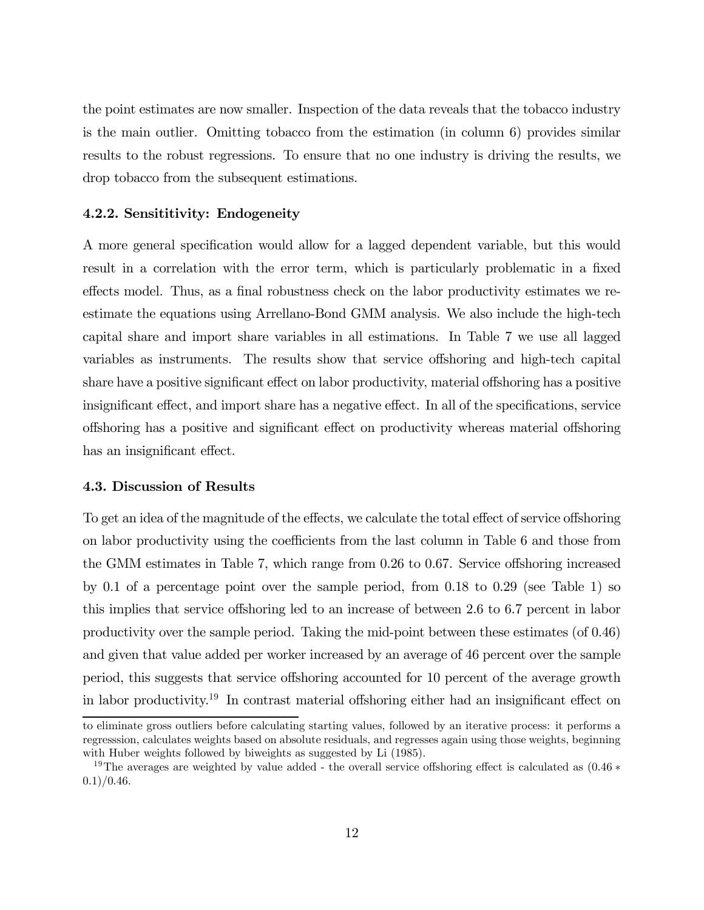the point estimates are now smaller. Inspection of the data reveals that the tobacco industry is the main outlier. Omitting tobacco from the estimation (in column 6) provides similar results to the robust regressions. To ensure that no one industry is driving the results, we drop tobacco from the subsequent estimations.

### 4.2.2. Sensititivity: Endogeneity

A more general specification would allow for a lagged dependent variable, but this would result in a correlation with the error term, which is particularly problematic in a fixed effects model. Thus, as a final robustness check on the labor productivity estimates we re-estimate the equations using Arrellano-Bond GMM analysis. We also include the high-tech capital share and import share variables in all estimations. In Table 7 we use all lagged variables as instruments. The results show that service offshoring and high-tech capital share have a positive significant effect on labor productivity, material offshoring has a positive insignificant effect, and import share has a negative effect. In all of the specifications, service offshoring has a positive and significant effect on productivity whereas material offshoring has an insignificant effect.

### 4.3. Discussion of Results

To get an idea of the magnitude of the effects, we calculate the total effect of service offshoring on labor productivity using the coefficients from the last column in Table 6 and those from the GMM estimates in Table 7, which range from 0.26 to 0.67. Service offshoring increased by 0.1 of a percentage point over the sample period, from 0.18 to 0.29 (see Table 1) so this implies that service offshoring led to an increase of between 2.6 to 6.7 percent in labor productivity over the sample period. Taking the mid-point between these estimates (of 0.46) and given that value added per worker increased by an average of 46 percent over the sample period, this suggests that service offshoring accounted for 10 percent of the average growth in labor productivity.[19] In contrast material offshoring either had an insignificant effect on

---

to eliminate gross outliers before calculating starting values, followed by an iterative process: it performs a regresssion, calculates weights based on absolute residuals, and regresses again using those weights, beginning with Huber weights followed by biweights as suggested by Li (1985).

[19] The averages are weighted by value added - the overall service offshoring effect is calculated as $(0.46 * 0.1)/0.46$.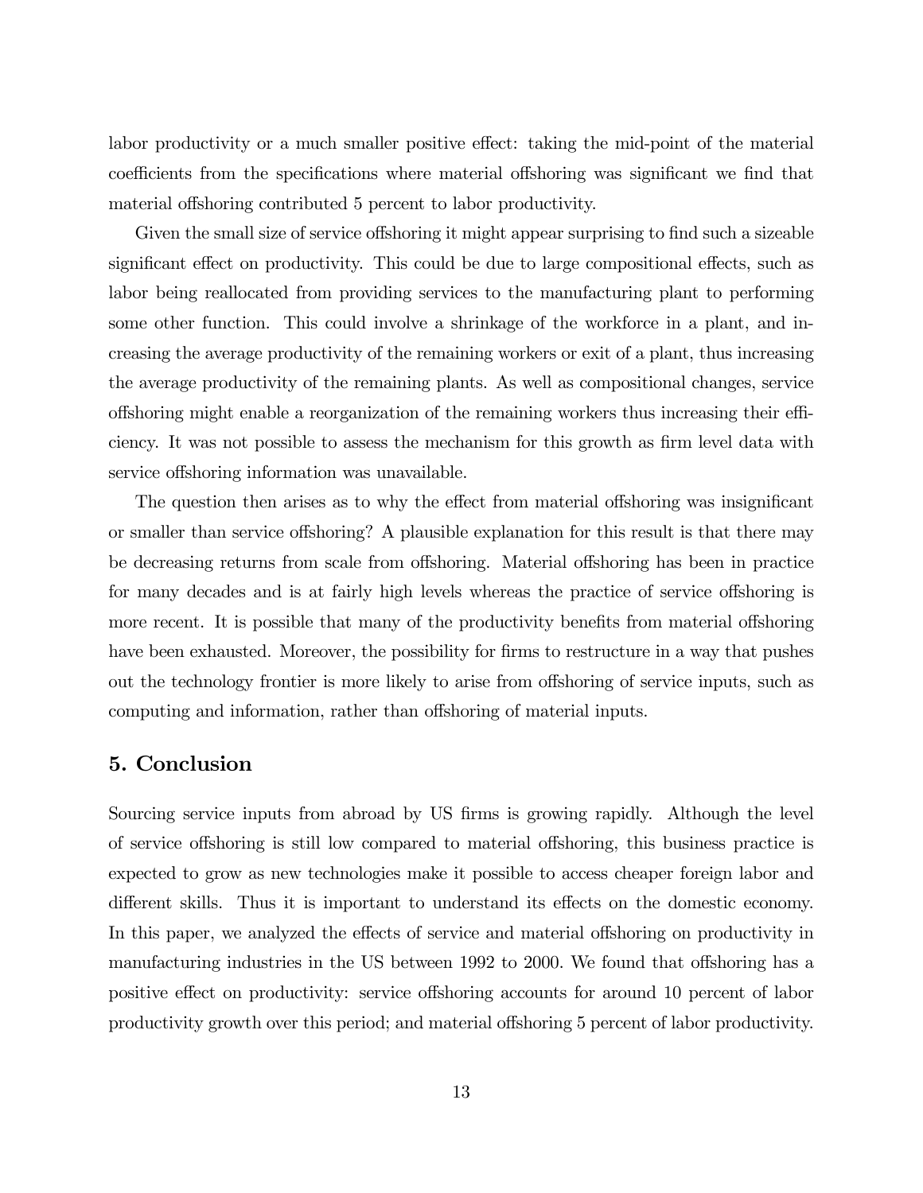labor productivity or a much smaller positive effect: taking the mid-point of the material coefficients from the specifications where material offshoring was significant we find that material offshoring contributed 5 percent to labor productivity.

Given the small size of service offshoring it might appear surprising to find such a sizeable significant effect on productivity. This could be due to large compositional effects, such as labor being reallocated from providing services to the manufacturing plant to performing some other function. This could involve a shrinkage of the workforce in a plant, and increasing the average productivity of the remaining workers or exit of a plant, thus increasing the average productivity of the remaining plants. As well as compositional changes, service offshoring might enable a reorganization of the remaining workers thus increasing their efficiency. It was not possible to assess the mechanism for this growth as firm level data with service offshoring information was unavailable.

The question then arises as to why the effect from material offshoring was insignificant or smaller than service offshoring? A plausible explanation for this result is that there may be decreasing returns from scale from offshoring. Material offshoring has been in practice for many decades and is at fairly high levels whereas the practice of service offshoring is more recent. It is possible that many of the productivity benefits from material offshoring have been exhausted. Moreover, the possibility for firms to restructure in a way that pushes out the technology frontier is more likely to arise from offshoring of service inputs, such as computing and information, rather than offshoring of material inputs.

## 5. Conclusion

Sourcing service inputs from abroad by US firms is growing rapidly. Although the level of service offshoring is still low compared to material offshoring, this business practice is expected to grow as new technologies make it possible to access cheaper foreign labor and different skills. Thus it is important to understand its effects on the domestic economy. In this paper, we analyzed the effects of service and material offshoring on productivity in manufacturing industries in the US between 1992 to 2000. We found that offshoring has a positive effect on productivity: service offshoring accounts for around 10 percent of labor productivity growth over this period; and material offshoring 5 percent of labor productivity.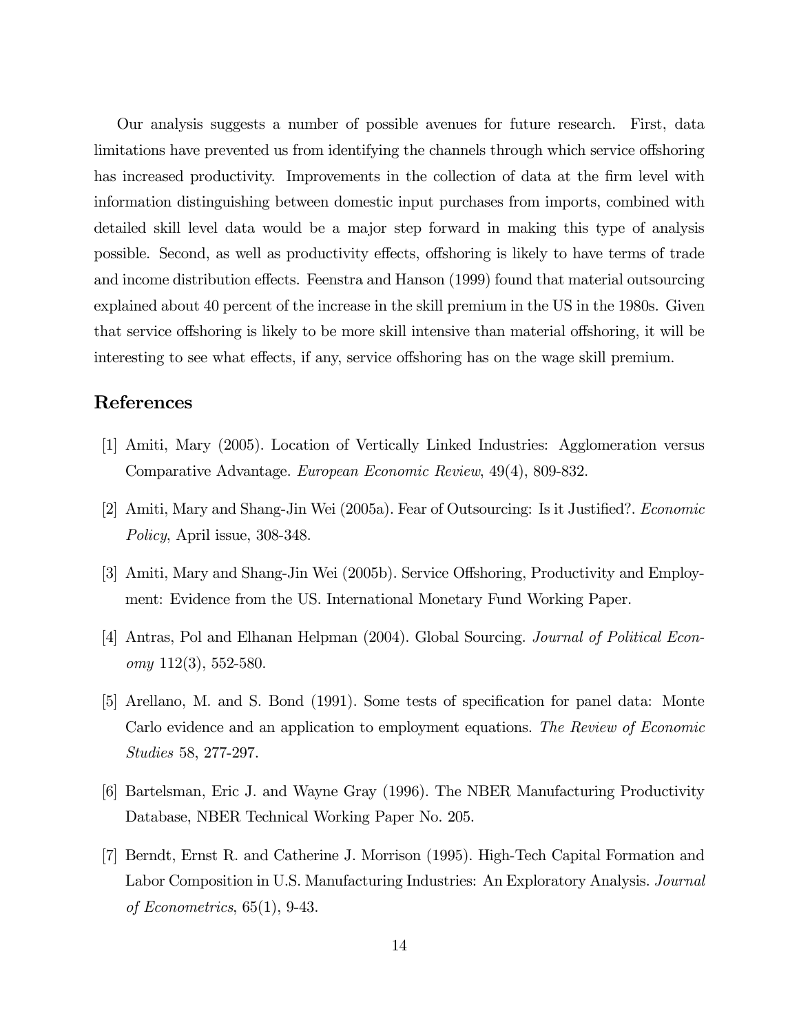Our analysis suggests a number of possible avenues for future research. First, data limitations have prevented us from identifying the channels through which service offshoring has increased productivity. Improvements in the collection of data at the firm level with information distinguishing between domestic input purchases from imports, combined with detailed skill level data would be a major step forward in making this type of analysis possible. Second, as well as productivity effects, offshoring is likely to have terms of trade and income distribution effects. Feenstra and Hanson (1999) found that material outsourcing explained about 40 percent of the increase in the skill premium in the US in the 1980s. Given that service offshoring is likely to be more skill intensive than material offshoring, it will be interesting to see what effects, if any, service offshoring has on the wage skill premium.

## References

[1] Amiti, Mary (2005). Location of Vertically Linked Industries: Agglomeration versus Comparative Advantage. *European Economic Review*, 49(4), 809-832.

[2] Amiti, Mary and Shang-Jin Wei (2005a). Fear of Outsourcing: Is it Justified?. *Economic Policy*, April issue, 308-348.

[3] Amiti, Mary and Shang-Jin Wei (2005b). Service Offshoring, Productivity and Employment: Evidence from the US. International Monetary Fund Working Paper.

[4] Antras, Pol and Elhanan Helpman (2004). Global Sourcing. *Journal of Political Economy* 112(3), 552-580.

[5] Arellano, M. and S. Bond (1991). Some tests of specification for panel data: Monte Carlo evidence and an application to employment equations. *The Review of Economic Studies* 58, 277-297.

[6] Bartelsman, Eric J. and Wayne Gray (1996). The NBER Manufacturing Productivity Database, NBER Technical Working Paper No. 205.

[7] Berndt, Ernst R. and Catherine J. Morrison (1995). High-Tech Capital Formation and Labor Composition in U.S. Manufacturing Industries: An Exploratory Analysis. *Journal of Econometrics*, 65(1), 9-43.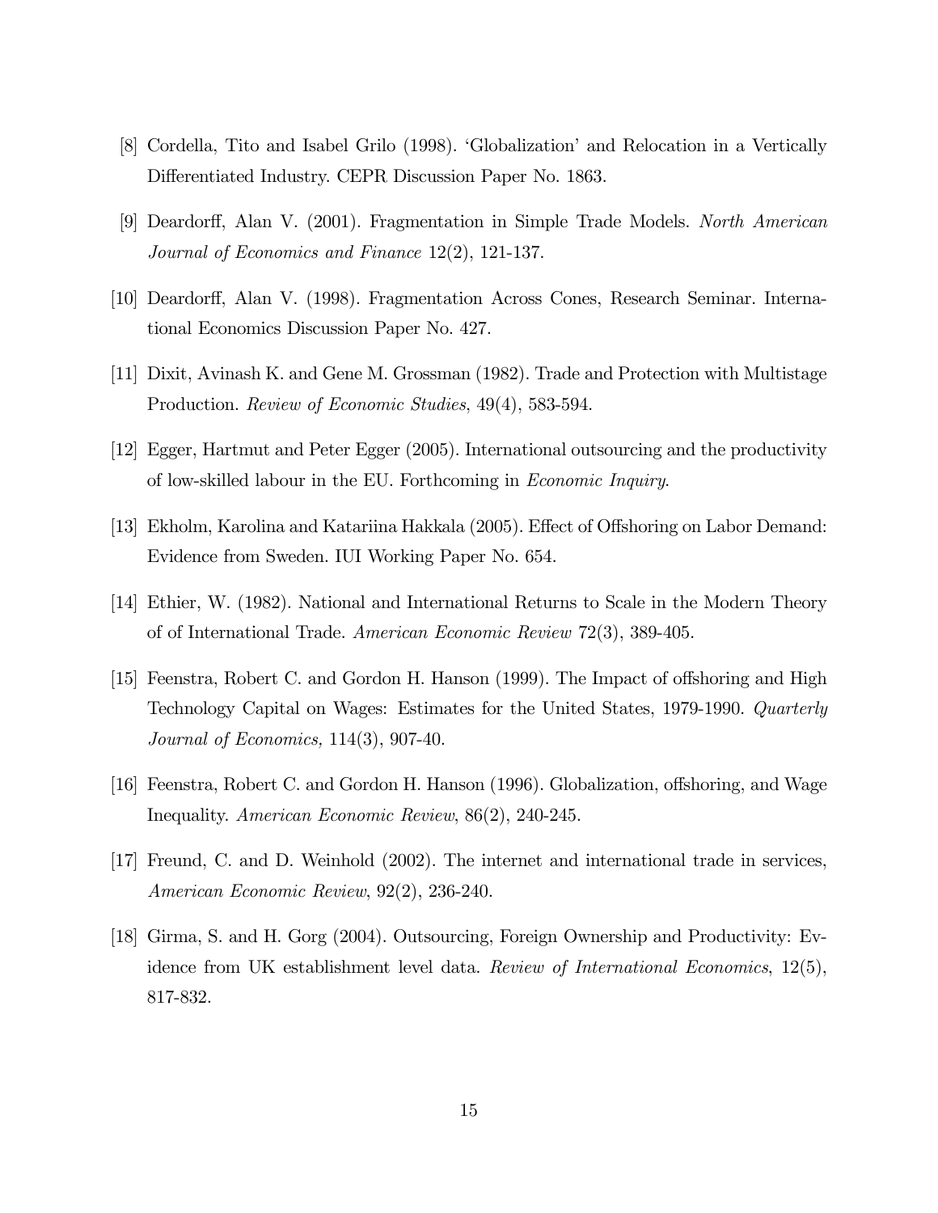[8] Cordella, Tito and Isabel Grilo (1998). 'Globalization' and Relocation in a Vertically Differentiated Industry. CEPR Discussion Paper No. 1863.

[9] Deardorff, Alan V. (2001). Fragmentation in Simple Trade Models. *North American Journal of Economics and Finance* 12(2), 121-137.

[10] Deardorff, Alan V. (1998). Fragmentation Across Cones, Research Seminar. International Economics Discussion Paper No. 427.

[11] Dixit, Avinash K. and Gene M. Grossman (1982). Trade and Protection with Multistage Production. *Review of Economic Studies*, 49(4), 583-594.

[12] Egger, Hartmut and Peter Egger (2005). International outsourcing and the productivity of low-skilled labour in the EU. Forthcoming in *Economic Inquiry*.

[13] Ekholm, Karolina and Katariina Hakkala (2005). Effect of Offshoring on Labor Demand: Evidence from Sweden. IUI Working Paper No. 654.

[14] Ethier, W. (1982). National and International Returns to Scale in the Modern Theory of of International Trade. *American Economic Review* 72(3), 389-405.

[15] Feenstra, Robert C. and Gordon H. Hanson (1999). The Impact of offshoring and High Technology Capital on Wages: Estimates for the United States, 1979-1990. *Quarterly Journal of Economics,* 114(3), 907-40.

[16] Feenstra, Robert C. and Gordon H. Hanson (1996). Globalization, offshoring, and Wage Inequality. *American Economic Review*, 86(2), 240-245.

[17] Freund, C. and D. Weinhold (2002). The internet and international trade in services, *American Economic Review*, 92(2), 236-240.

[18] Girma, S. and H. Gorg (2004). Outsourcing, Foreign Ownership and Productivity: Evidence from UK establishment level data. *Review of International Economics*, 12(5), 817-832.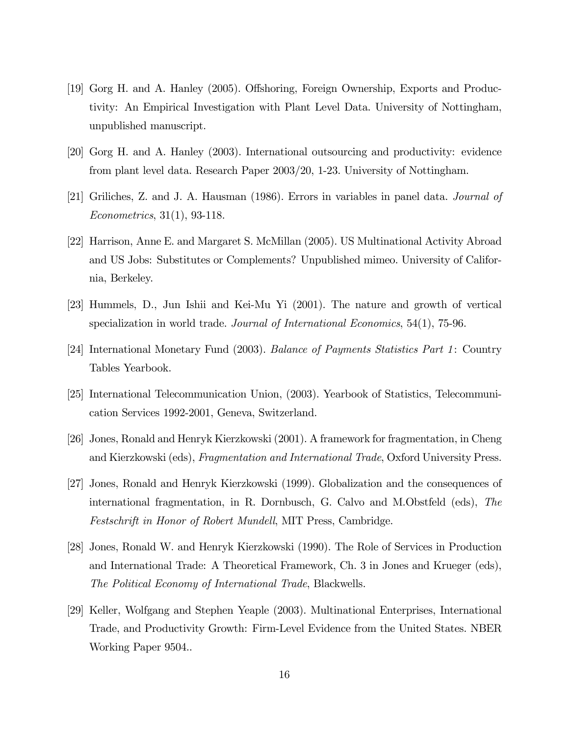[19] Gorg H. and A. Hanley (2005). Offshoring, Foreign Ownership, Exports and Productivity: An Empirical Investigation with Plant Level Data. University of Nottingham, unpublished manuscript.

[20] Gorg H. and A. Hanley (2003). International outsourcing and productivity: evidence from plant level data. Research Paper 2003/20, 1-23. University of Nottingham.

[21] Griliches, Z. and J. A. Hausman (1986). Errors in variables in panel data. *Journal of Econometrics*, 31(1), 93-118.

[22] Harrison, Anne E. and Margaret S. McMillan (2005). US Multinational Activity Abroad and US Jobs: Substitutes or Complements? Unpublished mimeo. University of California, Berkeley.

[23] Hummels, D., Jun Ishii and Kei-Mu Yi (2001). The nature and growth of vertical specialization in world trade. *Journal of International Economics*, 54(1), 75-96.

[24] International Monetary Fund (2003). *Balance of Payments Statistics Part 1*: Country Tables Yearbook.

[25] International Telecommunication Union, (2003). Yearbook of Statistics, Telecommunication Services 1992-2001, Geneva, Switzerland.

[26] Jones, Ronald and Henryk Kierzkowski (2001). A framework for fragmentation, in Cheng and Kierzkowski (eds), *Fragmentation and International Trade*, Oxford University Press.

[27] Jones, Ronald and Henryk Kierzkowski (1999). Globalization and the consequences of international fragmentation, in R. Dornbusch, G. Calvo and M.Obstfeld (eds), *The Festschrift in Honor of Robert Mundell*, MIT Press, Cambridge.

[28] Jones, Ronald W. and Henryk Kierzkowski (1990). The Role of Services in Production and International Trade: A Theoretical Framework, Ch. 3 in Jones and Krueger (eds), *The Political Economy of International Trade*, Blackwells.

[29] Keller, Wolfgang and Stephen Yeaple (2003). Multinational Enterprises, International Trade, and Productivity Growth: Firm-Level Evidence from the United States. NBER Working Paper 9504..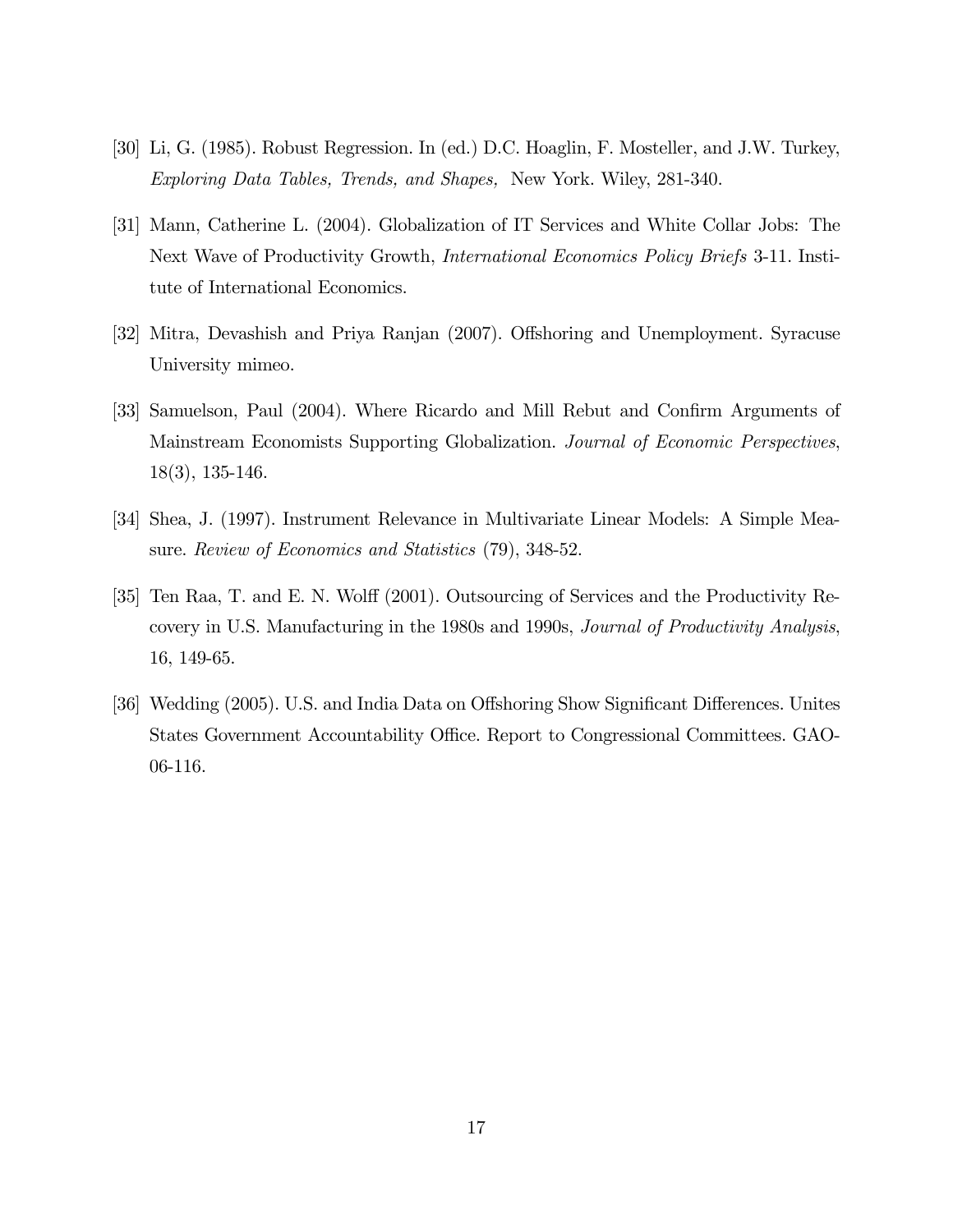[30] Li, G. (1985). Robust Regression. In (ed.) D.C. Hoaglin, F. Mosteller, and J.W. Turkey, *Exploring Data Tables, Trends, and Shapes,* New York. Wiley, 281-340.

[31] Mann, Catherine L. (2004). Globalization of IT Services and White Collar Jobs: The Next Wave of Productivity Growth, *International Economics Policy Briefs* 3-11. Institute of International Economics.

[32] Mitra, Devashish and Priya Ranjan (2007). Offshoring and Unemployment. Syracuse University mimeo.

[33] Samuelson, Paul (2004). Where Ricardo and Mill Rebut and Confirm Arguments of Mainstream Economists Supporting Globalization. *Journal of Economic Perspectives*, 18(3), 135-146.

[34] Shea, J. (1997). Instrument Relevance in Multivariate Linear Models: A Simple Measure. *Review of Economics and Statistics* (79), 348-52.

[35] Ten Raa, T. and E. N. Wolff (2001). Outsourcing of Services and the Productivity Recovery in U.S. Manufacturing in the 1980s and 1990s, *Journal of Productivity Analysis*, 16, 149-65.

[36] Wedding (2005). U.S. and India Data on Offshoring Show Significant Differences. Unites States Government Accountability Office. Report to Congressional Committees. GAO-06-116.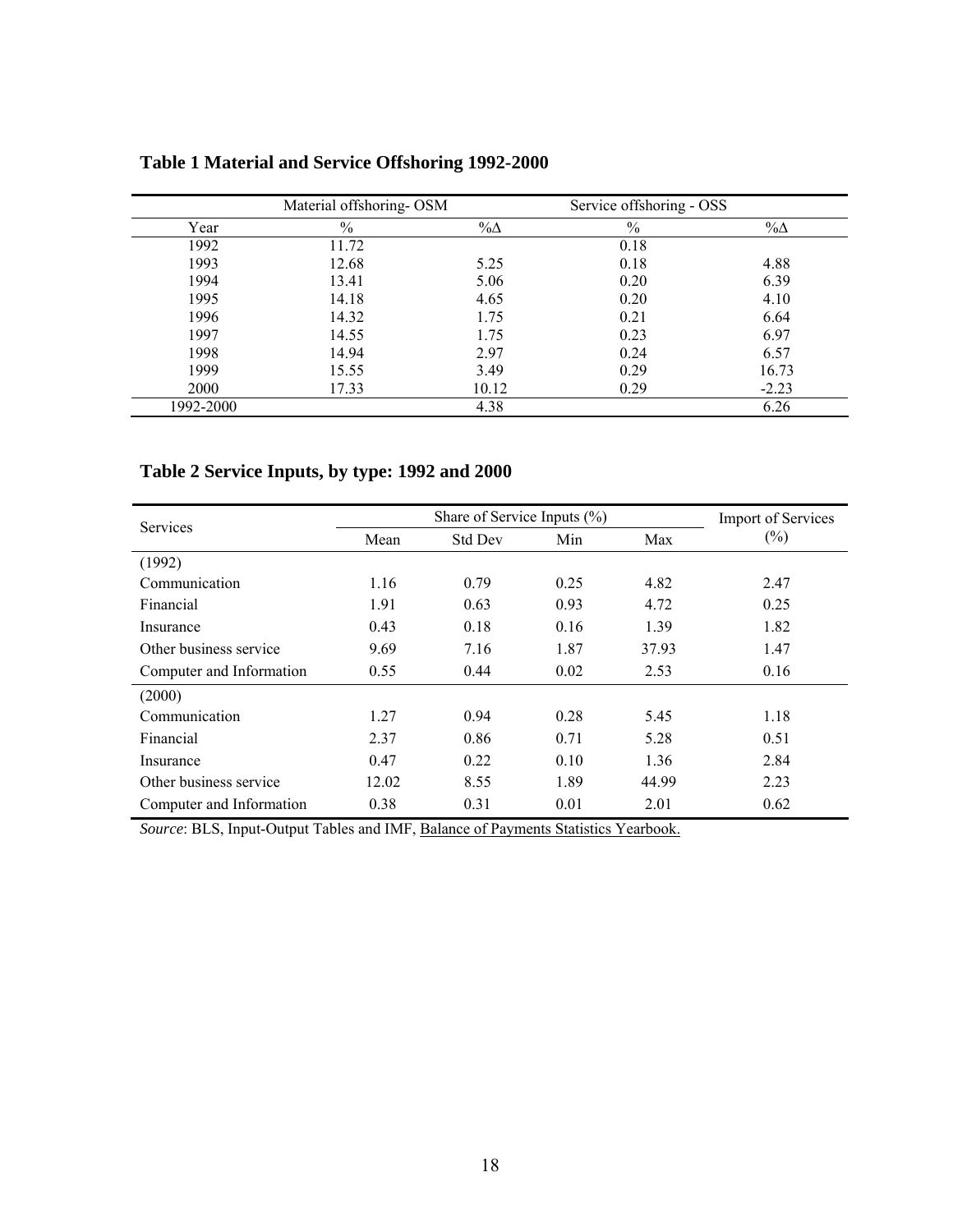**Table 1 Material and Service Offshoring 1992-2000**

| | Material offshoring- OSM | | Service offshoring - OSS | |
|---|---|---|---|---|
| Year | % | %Δ | % | %Δ |
| 1992 | 11.72 | | 0.18 | |
| 1993 | 12.68 | 5.25 | 0.18 | 4.88 |
| 1994 | 13.41 | 5.06 | 0.20 | 6.39 |
| 1995 | 14.18 | 4.65 | 0.20 | 4.10 |
| 1996 | 14.32 | 1.75 | 0.21 | 6.64 |
| 1997 | 14.55 | 1.75 | 0.23 | 6.97 |
| 1998 | 14.94 | 2.97 | 0.24 | 6.57 |
| 1999 | 15.55 | 3.49 | 0.29 | 16.73 |
| 2000 | 17.33 | 10.12 | 0.29 | -2.23 |
| 1992-2000 | | 4.38 | | 6.26 |

**Table 2 Service Inputs, by type: 1992 and 2000**

| Services | Share of Service Inputs (%) | | | | Import of Services (%) |
|---|---|---|---|---|---|
| | Mean | Std Dev | Min | Max | |
| (1992) | | | | | |
| Communication | 1.16 | 0.79 | 0.25 | 4.82 | 2.47 |
| Financial | 1.91 | 0.63 | 0.93 | 4.72 | 0.25 |
| Insurance | 0.43 | 0.18 | 0.16 | 1.39 | 1.82 |
| Other business service | 9.69 | 7.16 | 1.87 | 37.93 | 1.47 |
| Computer and Information | 0.55 | 0.44 | 0.02 | 2.53 | 0.16 |
| (2000) | | | | | |
| Communication | 1.27 | 0.94 | 0.28 | 5.45 | 1.18 |
| Financial | 2.37 | 0.86 | 0.71 | 5.28 | 0.51 |
| Insurance | 0.47 | 0.22 | 0.10 | 1.36 | 2.84 |
| Other business service | 12.02 | 8.55 | 1.89 | 44.99 | 2.23 |
| Computer and Information | 0.38 | 0.31 | 0.01 | 2.01 | 0.62 |

*Source*: BLS, Input-Output Tables and IMF, Balance of Payments Statistics Yearbook.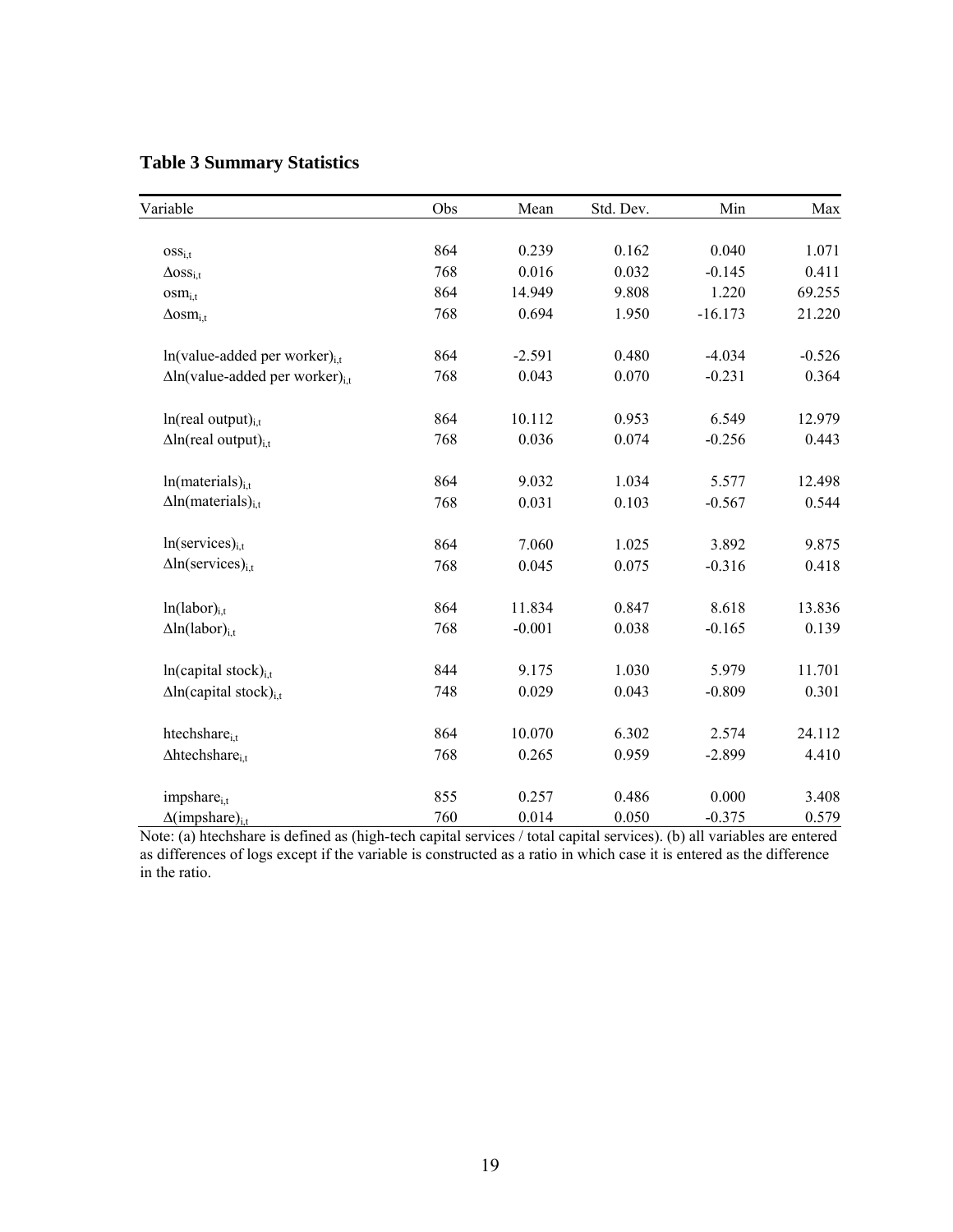**Table 3 Summary Statistics**

| Variable | Obs | Mean | Std. Dev. | Min | Max |
|---|---|---|---|---|---|
| $oss_{i,t}$ | 864 | 0.239 | 0.162 | 0.040 | 1.071 |
| $\Delta oss_{i,t}$ | 768 | 0.016 | 0.032 | -0.145 | 0.411 |
| $osm_{i,t}$ | 864 | 14.949 | 9.808 | 1.220 | 69.255 |
| $\Delta osm_{i,t}$ | 768 | 0.694 | 1.950 | -16.173 | 21.220 |
| ln(value-added per worker)$_{i,t}$ | 864 | -2.591 | 0.480 | -4.034 | -0.526 |
| Δln(value-added per worker)$_{i,t}$ | 768 | 0.043 | 0.070 | -0.231 | 0.364 |
| ln(real output)$_{i,t}$ | 864 | 10.112 | 0.953 | 6.549 | 12.979 |
| Δln(real output)$_{i,t}$ | 768 | 0.036 | 0.074 | -0.256 | 0.443 |
| ln(materials)$_{i,t}$ | 864 | 9.032 | 1.034 | 5.577 | 12.498 |
| Δln(materials)$_{i,t}$ | 768 | 0.031 | 0.103 | -0.567 | 0.544 |
| ln(services)$_{i,t}$ | 864 | 7.060 | 1.025 | 3.892 | 9.875 |
| Δln(services)$_{i,t}$ | 768 | 0.045 | 0.075 | -0.316 | 0.418 |
| ln(labor)$_{i,t}$ | 864 | 11.834 | 0.847 | 8.618 | 13.836 |
| Δln(labor)$_{i,t}$ | 768 | -0.001 | 0.038 | -0.165 | 0.139 |
| ln(capital stock)$_{i,t}$ | 844 | 9.175 | 1.030 | 5.979 | 11.701 |
| Δln(capital stock)$_{i,t}$ | 748 | 0.029 | 0.043 | -0.809 | 0.301 |
| $htechshare_{i,t}$ | 864 | 10.070 | 6.302 | 2.574 | 24.112 |
| $\Delta htechshare_{i,t}$ | 768 | 0.265 | 0.959 | -2.899 | 4.410 |
| $impshare_{i,t}$ | 855 | 0.257 | 0.486 | 0.000 | 3.408 |
| Δ(impshare)$_{i,t}$ | 760 | 0.014 | 0.050 | -0.375 | 0.579 |

Note: (a) htechshare is defined as (high-tech capital services / total capital services). (b) all variables are entered as differences of logs except if the variable is constructed as a ratio in which case it is entered as the difference in the ratio.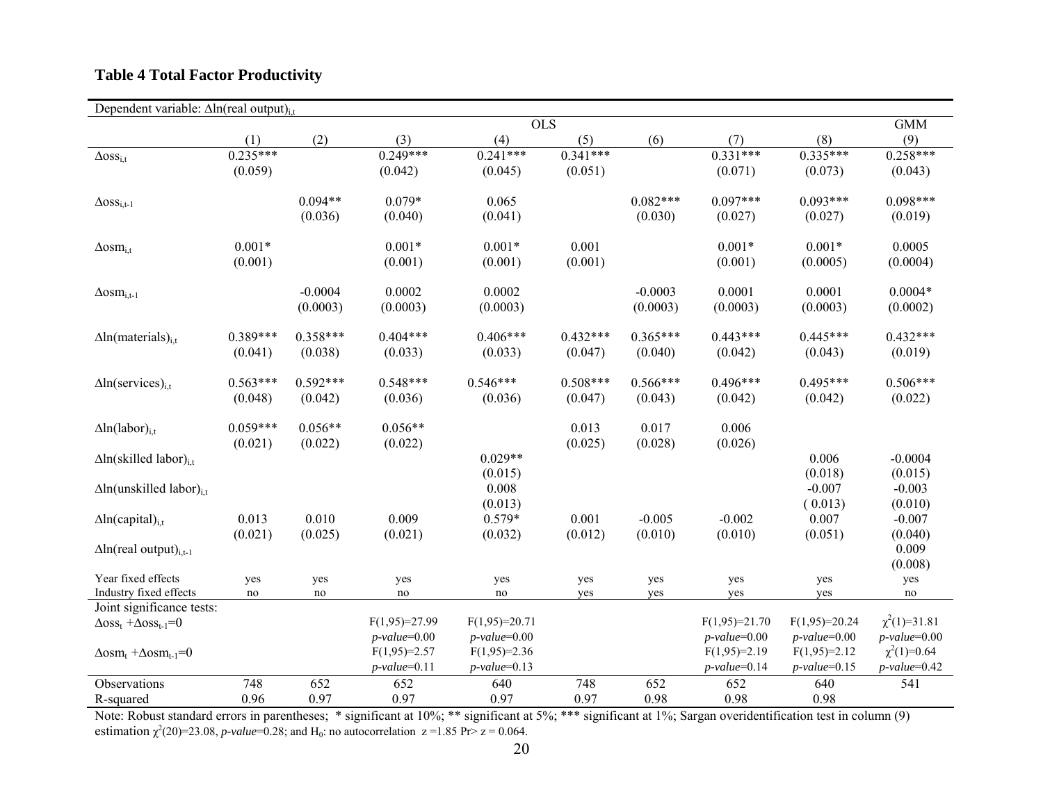**Table 4 Total Factor Productivity**

| Dependent variable: $\Delta$ln(real output)$_{i,t}$ | | | | | | | | | |
|---|---|---|---|---|---|---|---|---|---|
| | OLS | | | | | | | | GMM |
| | (1) | (2) | (3) | (4) | (5) | (6) | (7) | (8) | (9) |
| $\Delta oss_{i,t}$ | 0.235*** | | 0.249*** | 0.241*** | 0.341*** | | 0.331*** | 0.335*** | 0.258*** |
| | (0.059) | | (0.042) | (0.045) | (0.051) | | (0.071) | (0.073) | (0.043) |
| $\Delta oss_{i,t-1}$ | | 0.094** | 0.079* | 0.065 | | 0.082*** | 0.097*** | 0.093*** | 0.098*** |
| | | (0.036) | (0.040) | (0.041) | | (0.030) | (0.027) | (0.027) | (0.019) |
| $\Delta osm_{i,t}$ | 0.001* | | 0.001* | 0.001* | 0.001 | | 0.001* | 0.001* | 0.0005 |
| | (0.001) | | (0.001) | (0.001) | (0.001) | | (0.001) | (0.0005) | (0.0004) |
| $\Delta osm_{i,t-1}$ | | -0.0004 | 0.0002 | 0.0002 | | -0.0003 | 0.0001 | 0.0001 | 0.0004* |
| | | (0.0003) | (0.0003) | (0.0003) | | (0.0003) | (0.0003) | (0.0003) | (0.0002) |
| $\Delta$ln(materials)$_{i,t}$ | 0.389*** | 0.358*** | 0.404*** | 0.406*** | 0.432*** | 0.365*** | 0.443*** | 0.445*** | 0.432*** |
| | (0.041) | (0.038) | (0.033) | (0.033) | (0.047) | (0.040) | (0.042) | (0.043) | (0.019) |
| $\Delta$ln(services)$_{i,t}$ | 0.563*** | 0.592*** | 0.548*** | 0.546*** | 0.508*** | 0.566*** | 0.496*** | 0.495*** | 0.506*** |
| | (0.048) | (0.042) | (0.036) | (0.036) | (0.047) | (0.043) | (0.042) | (0.042) | (0.022) |
| $\Delta$ln(labor)$_{i,t}$ | 0.059*** | 0.056** | 0.056** | | 0.013 | 0.017 | 0.006 | | |
| | (0.021) | (0.022) | (0.022) | | (0.025) | (0.028) | (0.026) | | |
| $\Delta$ln(skilled labor)$_{i,t}$ | | | | 0.029** | | | | 0.006 | -0.0004 |
| | | | | (0.015) | | | | (0.018) | (0.015) |
| $\Delta$ln(unskilled labor)$_{i,t}$ | | | | 0.008 | | | | -0.007 | -0.003 |
| | | | | (0.013) | | | | ( 0.013) | (0.010) |
| $\Delta$ln(capital)$_{i,t}$ | 0.013 | 0.010 | 0.009 | 0.579* | 0.001 | -0.005 | -0.002 | 0.007 | -0.007 |
| | (0.021) | (0.025) | (0.021) | (0.032) | (0.012) | (0.010) | (0.010) | (0.051) | (0.040) |
| $\Delta$ln(real output)$_{i,t-1}$ | | | | | | | | | 0.009 |
| | | | | | | | | | (0.008) |
| Year fixed effects | yes | yes | yes | yes | yes | yes | yes | yes | yes |
| Industry fixed effects | no | no | no | no | yes | yes | yes | yes | no |
| Joint significance tests: | | | | | | | | | |
| $\Delta oss_t + \Delta oss_{t-1}=0$ | | | $F(1,95)=27.99$ | $F(1,95)=20.71$ | | | $F(1,95)=21.70$ | $F(1,95)=20.24$ | $\chi^2(1)=31.81$ |
| | | | *p-value*=0.00 | *p-value*=0.00 | | | *p-value*=0.00 | *p-value*=0.00 | *p-value*=0.00 |
| $\Delta osm_t + \Delta osm_{t-1}=0$ | | | $F(1,95)=2.57$ | $F(1,95)=2.36$ | | | $F(1,95)=2.19$ | $F(1,95)=2.12$ | $\chi^2(1)=0.64$ |
| | | | *p-value*=0.11 | *p-value*=0.13 | | | *p-value*=0.14 | *p-value*=0.15 | *p-value*=0.42 |
| Observations | 748 | 652 | 652 | 640 | 748 | 652 | 652 | 640 | 541 |
| R-squared | 0.96 | 0.97 | 0.97 | 0.97 | 0.97 | 0.98 | 0.98 | 0.98 | |

Note: Robust standard errors in parentheses; * significant at 10%; ** significant at 5%; *** significant at 1%; Sargan overidentification test in column (9) estimation $\chi^2(20)=23.08$, *p-value*=0.28; and $H_0$: no autocorrelation $z=1.85$ $Pr>z=0.064$.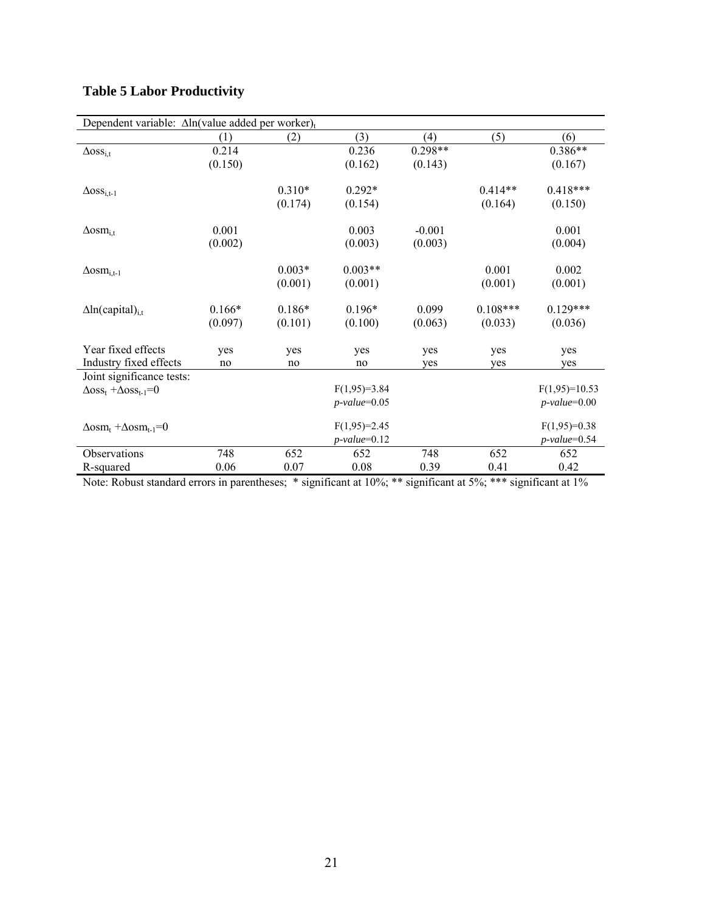## Table 5 Labor Productivity

| Dependent variable: $\Delta$ln(value added per worker)$_t$ | (1) | (2) | (3) | (4) | (5) | (6) |
|---|---|---|---|---|---|---|
| $\Delta oss_{i,t}$ | 0.214 | | 0.236 | 0.298** | | 0.386** |
| | (0.150) | | (0.162) | (0.143) | | (0.167) |
| $\Delta oss_{i,t-1}$ | | 0.310* | 0.292* | | 0.414** | 0.418*** |
| | | (0.174) | (0.154) | | (0.164) | (0.150) |
| $\Delta osm_{i,t}$ | 0.001 | | 0.003 | -0.001 | | 0.001 |
| | (0.002) | | (0.003) | (0.003) | | (0.004) |
| $\Delta osm_{i,t-1}$ | | 0.003* | 0.003** | | 0.001 | 0.002 |
| | | (0.001) | (0.001) | | (0.001) | (0.001) |
| $\Delta$ln(capital)$_{i,t}$ | 0.166* | 0.186* | 0.196* | 0.099 | 0.108*** | 0.129*** |
| | (0.097) | (0.101) | (0.100) | (0.063) | (0.033) | (0.036) |
| Year fixed effects | yes | yes | yes | yes | yes | yes |
| Industry fixed effects | no | no | no | yes | yes | yes |
| Joint significance tests: | | | | | | |
| $\Delta oss_t + \Delta oss_{t-1}=0$ | | | $F(1,95)=3.84$ | | | $F(1,95)=10.53$ |
| | | | *p-value*=0.05 | | | *p-value*=0.00 |
| $\Delta osm_t + \Delta osm_{t-1}=0$ | | | $F(1,95)=2.45$ | | | $F(1,95)=0.38$ |
| | | | *p-value*=0.12 | | | *p-value*=0.54 |
| Observations | 748 | 652 | 652 | 748 | 652 | 652 |
| R-squared | 0.06 | 0.07 | 0.08 | 0.39 | 0.41 | 0.42 |

Note: Robust standard errors in parentheses; * significant at 10%; ** significant at 5%; *** significant at 1%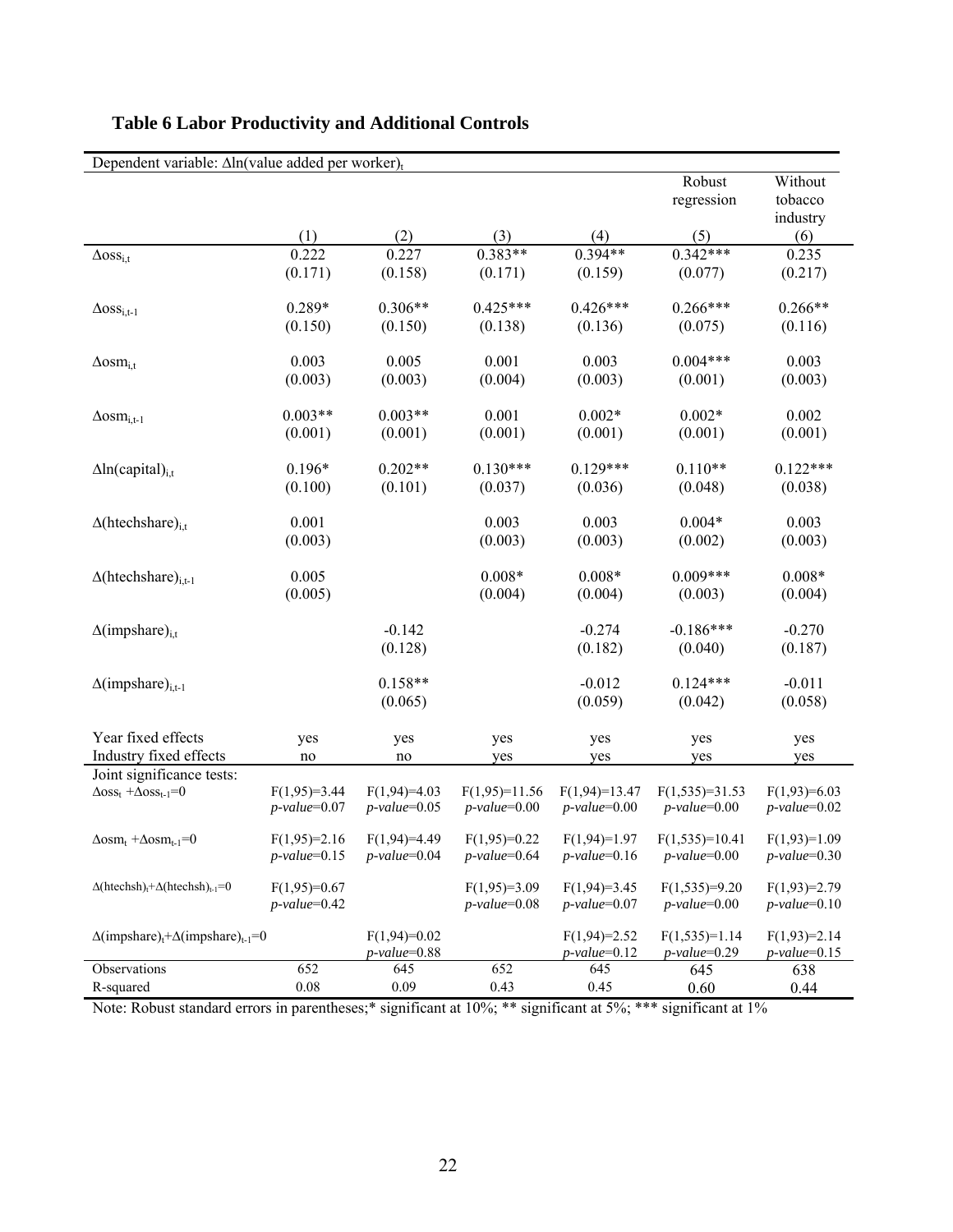## Table 6 Labor Productivity and Additional Controls

| Dependent variable: $\Delta$ln(value added per worker)$_t$ | | | | | Robust regression | Without tobacco industry |
|---|---|---|---|---|---|---|
| | (1) | (2) | (3) | (4) | (5) | (6) |
| $\Delta oss_{i,t}$ | 0.222 | 0.227 | 0.383** | 0.394** | 0.342*** | 0.235 |
| | (0.171) | (0.158) | (0.171) | (0.159) | (0.077) | (0.217) |
| $\Delta oss_{i,t-1}$ | 0.289* | 0.306** | 0.425*** | 0.426*** | 0.266*** | 0.266** |
| | (0.150) | (0.150) | (0.138) | (0.136) | (0.075) | (0.116) |
| $\Delta osm_{i,t}$ | 0.003 | 0.005 | 0.001 | 0.003 | 0.004*** | 0.003 |
| | (0.003) | (0.003) | (0.004) | (0.003) | (0.001) | (0.003) |
| $\Delta osm_{i,t-1}$ | 0.003** | 0.003** | 0.001 | 0.002* | 0.002* | 0.002 |
| | (0.001) | (0.001) | (0.001) | (0.001) | (0.001) | (0.001) |
| $\Delta$ln(capital)$_{i,t}$ | 0.196* | 0.202** | 0.130*** | 0.129*** | 0.110** | 0.122*** |
| | (0.100) | (0.101) | (0.037) | (0.036) | (0.048) | (0.038) |
| $\Delta$(htechshare)$_{i,t}$ | 0.001 | | 0.003 | 0.003 | 0.004* | 0.003 |
| | (0.003) | | (0.003) | (0.003) | (0.002) | (0.003) |
| $\Delta$(htechshare)$_{i,t-1}$ | 0.005 | | 0.008* | 0.008* | 0.009*** | 0.008* |
| | (0.005) | | (0.004) | (0.004) | (0.003) | (0.004) |
| $\Delta$(impshare)$_{i,t}$ | | -0.142 | | -0.274 | -0.186*** | -0.270 |
| | | (0.128) | | (0.182) | (0.040) | (0.187) |
| $\Delta$(impshare)$_{i,t-1}$ | | 0.158** | | -0.012 | 0.124*** | -0.011 |
| | | (0.065) | | (0.059) | (0.042) | (0.058) |
| Year fixed effects | yes | yes | yes | yes | yes | yes |
| Industry fixed effects | no | no | yes | yes | yes | yes |
| Joint significance tests: | | | | | | |
| $\Delta oss_t + \Delta oss_{t-1}=0$ | F(1,95)=3.44 *p-value*=0.07 | F(1,94)=4.03 *p-value*=0.05 | F(1,95)=11.56 *p-value*=0.00 | F(1,94)=13.47 *p-value*=0.00 | F(1,535)=31.53 *p-value*=0.00 | F(1,93)=6.03 *p-value*=0.02 |
| $\Delta osm_t + \Delta osm_{t-1}=0$ | F(1,95)=2.16 *p-value*=0.15 | F(1,94)=4.49 *p-value*=0.04 | F(1,95)=0.22 *p-value*=0.64 | F(1,94)=1.97 *p-value*=0.16 | F(1,535)=10.41 *p-value*=0.00 | F(1,93)=1.09 *p-value*=0.30 |
| $\Delta$(htechsh)$_t$+$\Delta$(htechsh)$_{t-1}$=0 | F(1,95)=0.67 *p-value*=0.42 | | F(1,95)=3.09 *p-value*=0.08 | F(1,94)=3.45 *p-value*=0.07 | F(1,535)=9.20 *p-value*=0.00 | F(1,93)=2.79 *p-value*=0.10 |
| $\Delta$(impshare)$_t$+$\Delta$(impshare)$_{t-1}$=0 | | F(1,94)=0.02 *p-value*=0.88 | | F(1,94)=2.52 *p-value*=0.12 | F(1,535)=1.14 *p-value*=0.29 | F(1,93)=2.14 *p-value*=0.15 |
| Observations | 652 | 645 | 652 | 645 | 645 | 638 |
| R-squared | 0.08 | 0.09 | 0.43 | 0.45 | 0.60 | 0.44 |

Note: Robust standard errors in parentheses;* significant at 10%; ** significant at 5%; *** significant at 1%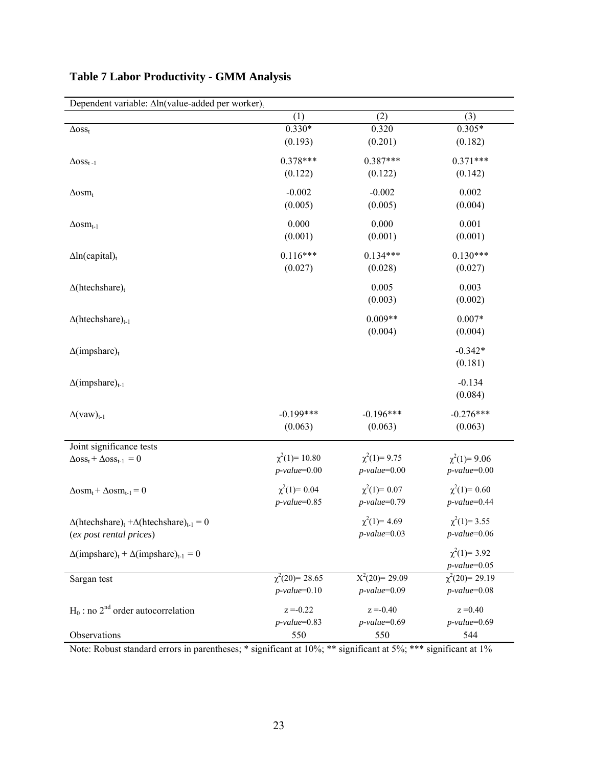**Table 7 Labor Productivity - GMM Analysis**

| Dependent variable: $\Delta$ln(value-added per worker)$_t$ | (1) | (2) | (3) |
|---|---|---|---|
| $\Delta oss_t$ | 0.330* | 0.320 | 0.305* |
| | (0.193) | (0.201) | (0.182) |
| $\Delta oss_{t-1}$ | 0.378*** | 0.387*** | 0.371*** |
| | (0.122) | (0.122) | (0.142) |
| $\Delta osm_t$ | -0.002 | -0.002 | 0.002 |
| | (0.005) | (0.005) | (0.004) |
| $\Delta osm_{t-1}$ | 0.000 | 0.000 | 0.001 |
| | (0.001) | (0.001) | (0.001) |
| $\Delta \ln(capital)_t$ | 0.116*** | 0.134*** | 0.130*** |
| | (0.027) | (0.028) | (0.027) |
| $\Delta(htechshare)_t$ | | 0.005 | 0.003 |
| | | (0.003) | (0.002) |
| $\Delta(htechshare)_{t-1}$ | | 0.009** | 0.007* |
| | | (0.004) | (0.004) |
| $\Delta(impshare)_t$ | | | -0.342* |
| | | | (0.181) |
| $\Delta(impshare)_{t-1}$ | | | -0.134 |
| | | | (0.084) |
| $\Delta(vaw)_{t-1}$ | -0.199*** | -0.196*** | -0.276*** |
| | (0.063) | (0.063) | (0.063) |
| Joint significance tests | | | |
| $\Delta oss_t + \Delta oss_{t-1} = 0$ | $\chi^2(1)$= 10.80 | $\chi^2(1)$= 9.75 | $\chi^2(1)$= 9.06 |
| | *p-value*=0.00 | *p-value*=0.00 | *p-value*=0.00 |
| $\Delta osm_t + \Delta osm_{t-1} = 0$ | $\chi^2(1)$= 0.04 | $\chi^2(1)$= 0.07 | $\chi^2(1)$= 0.60 |
| | *p-value*=0.85 | *p-value*=0.79 | *p-value*=0.44 |
| $\Delta(htechshare)_t + \Delta(htechshare)_{t-1} = 0$ | | $\chi^2(1)$= 4.69 | $\chi^2(1)$= 3.55 |
| (*ex post rental prices*) | | *p-value*=0.03 | *p-value*=0.06 |
| $\Delta(impshare)_t + \Delta(impshare)_{t-1} = 0$ | | | $\chi^2(1)$= 3.92 |
| | | | *p-value*=0.05 |
| Sargan test | $\chi^2(20)$= 28.65 | $X^2(20)$= 29.09 | $\chi^2(20)$= 29.19 |
| | *p-value*=0.10 | *p-value*=0.09 | *p-value*=0.08 |
| $H_0$ : no 2nd order autocorrelation | z =-0.22 | z =-0.40 | z =0.40 |
| | *p-value*=0.83 | *p-value*=0.69 | *p-value*=0.69 |
| Observations | 550 | 550 | 544 |

Note: Robust standard errors in parentheses; * significant at 10%; ** significant at 5%; *** significant at 1%